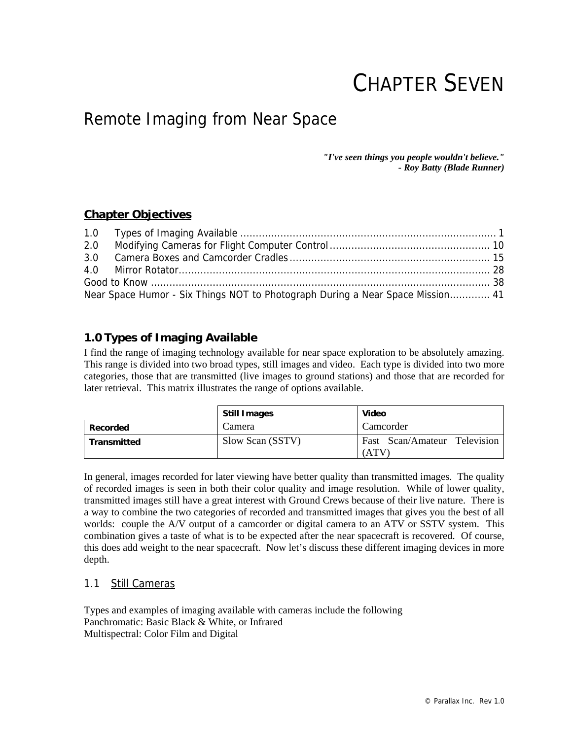# CHAPTER SEVEN

## Remote Imaging from Near Space

> ***"I've seen things you people wouldn't believe."***
> ***- Roy Batty (Blade Runner)***

### Chapter Objectives

1.0 Types of Imaging Available ........................................................................... 1
2.0 Modifying Cameras for Flight Computer Control .......................................... 10
3.0 Camera Boxes and Camcorder Cradles ........................................................ 15
4.0 Mirror Rotator.............................................................................................. 28
Good to Know ................................................................................................... 38
Near Space Humor - Six Things NOT to Photograph During a Near Space Mission............. 41

### 1.0 Types of Imaging Available

I find the range of imaging technology available for near space exploration to be absolutely amazing. This range is divided into two broad types, still images and video. Each type is divided into two more categories, those that are transmitted (live images to ground stations) and those that are recorded for later retrieval. This matrix illustrates the range of options available.

| | Still Images | Video |
|---|---|---|
| **Recorded** | Camera | Camcorder |
| **Transmitted** | Slow Scan (SSTV) | Fast Scan/Amateur Television (ATV) |

In general, images recorded for later viewing have better quality than transmitted images. The quality of recorded images is seen in both their color quality and image resolution. While of lower quality, transmitted images still have a great interest with Ground Crews because of their live nature. There is a way to combine the two categories of recorded and transmitted images that gives you the best of all worlds: couple the A/V output of a camcorder or digital camera to an ATV or SSTV system. This combination gives a taste of what is to be expected after the near spacecraft is recovered. Of course, this does add weight to the near spacecraft. Now let's discuss these different imaging devices in more depth.

#### 1.1 Still Cameras

Types and examples of imaging available with cameras include the following
Panchromatic: Basic Black & White, or Infrared
Multispectral: Color Film and Digital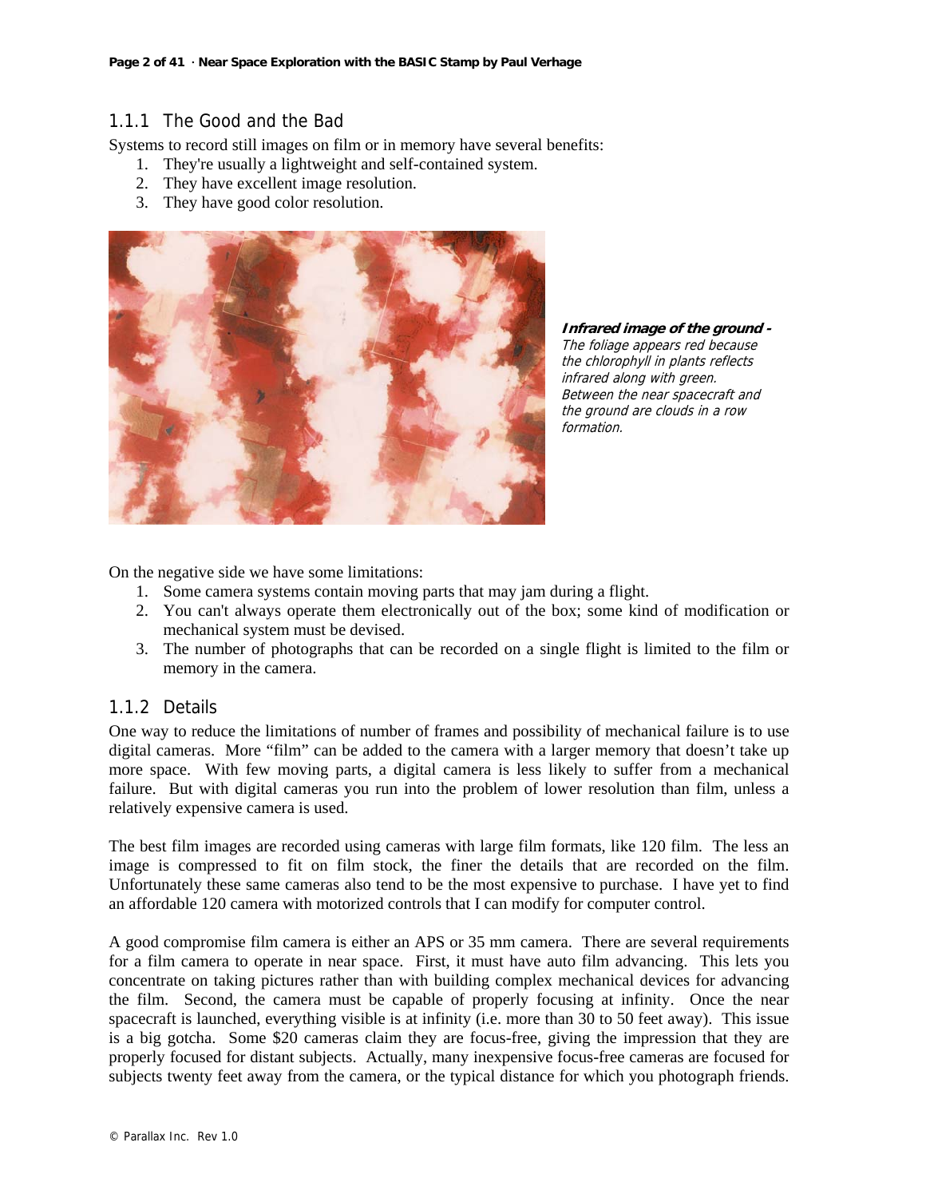### 1.1.1 The Good and the Bad

Systems to record still images on film or in memory have several benefits:

1. They're usually a lightweight and self-contained system.
2. They have excellent image resolution.
3. They have good color resolution.

***Infrared image of the ground -*** *The foliage appears red because the chlorophyll in plants reflects infrared along with green. Between the near spacecraft and the ground are clouds in a row formation.*

On the negative side we have some limitations:

1. Some camera systems contain moving parts that may jam during a flight.
2. You can't always operate them electronically out of the box; some kind of modification or mechanical system must be devised.
3. The number of photographs that can be recorded on a single flight is limited to the film or memory in the camera.

### 1.1.2 Details

One way to reduce the limitations of number of frames and possibility of mechanical failure is to use digital cameras. More "film" can be added to the camera with a larger memory that doesn't take up more space. With few moving parts, a digital camera is less likely to suffer from a mechanical failure. But with digital cameras you run into the problem of lower resolution than film, unless a relatively expensive camera is used.

The best film images are recorded using cameras with large film formats, like 120 film. The less an image is compressed to fit on film stock, the finer the details that are recorded on the film. Unfortunately these same cameras also tend to be the most expensive to purchase. I have yet to find an affordable 120 camera with motorized controls that I can modify for computer control.

A good compromise film camera is either an APS or 35 mm camera. There are several requirements for a film camera to operate in near space. First, it must have auto film advancing. This lets you concentrate on taking pictures rather than with building complex mechanical devices for advancing the film. Second, the camera must be capable of properly focusing at infinity. Once the near spacecraft is launched, everything visible is at infinity (i.e. more than 30 to 50 feet away). This issue is a big gotcha. Some $20 cameras claim they are focus-free, giving the impression that they are properly focused for distant subjects. Actually, many inexpensive focus-free cameras are focused for subjects twenty feet away from the camera, or the typical distance for which you photograph friends.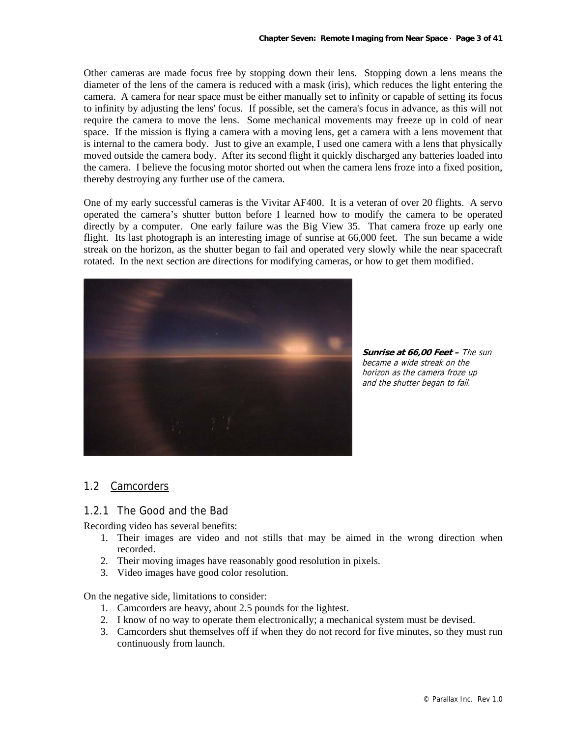Other cameras are made focus free by stopping down their lens. Stopping down a lens means the diameter of the lens of the camera is reduced with a mask (iris), which reduces the light entering the camera. A camera for near space must be either manually set to infinity or capable of setting its focus to infinity by adjusting the lens' focus. If possible, set the camera's focus in advance, as this will not require the camera to move the lens. Some mechanical movements may freeze up in cold of near space. If the mission is flying a camera with a moving lens, get a camera with a lens movement that is internal to the camera body. Just to give an example, I used one camera with a lens that physically moved outside the camera body. After its second flight it quickly discharged any batteries loaded into the camera. I believe the focusing motor shorted out when the camera lens froze into a fixed position, thereby destroying any further use of the camera.

One of my early successful cameras is the Vivitar AF400. It is a veteran of over 20 flights. A servo operated the camera's shutter button before I learned how to modify the camera to be operated directly by a computer. One early failure was the Big View 35. That camera froze up early one flight. Its last photograph is an interesting image of sunrise at 66,000 feet. The sun became a wide streak on the horizon, as the shutter began to fail and operated very slowly while the near spacecraft rotated. In the next section are directions for modifying cameras, or how to get them modified.

***Sunrise at 66,00 Feet –*** *The sun became a wide streak on the horizon as the camera froze up and the shutter began to fail.*

## 1.2 Camcorders

### 1.2.1 The Good and the Bad

Recording video has several benefits:

1. Their images are video and not stills that may be aimed in the wrong direction when recorded.
2. Their moving images have reasonably good resolution in pixels.
3. Video images have good color resolution.

On the negative side, limitations to consider:

1. Camcorders are heavy, about 2.5 pounds for the lightest.
2. I know of no way to operate them electronically; a mechanical system must be devised.
3. Camcorders shut themselves off if when they do not record for five minutes, so they must run continuously from launch.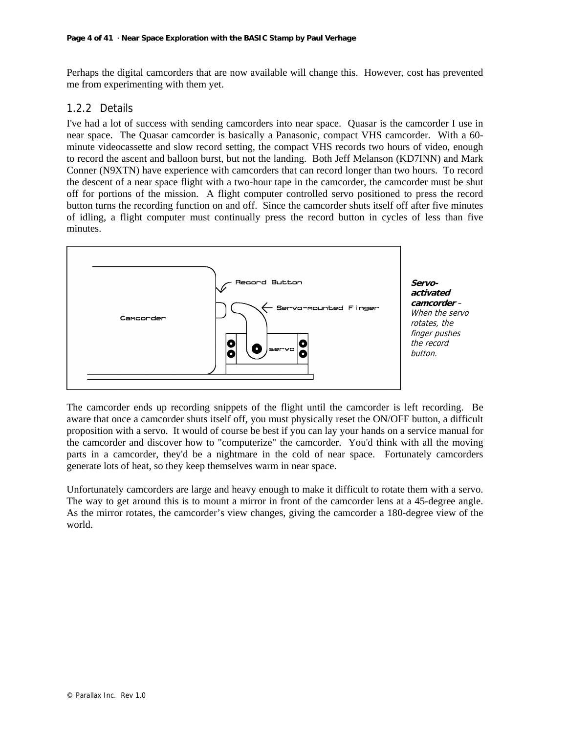Perhaps the digital camcorders that are now available will change this. However, cost has prevented me from experimenting with them yet.

### 1.2.2 Details

I've had a lot of success with sending camcorders into near space. Quasar is the camcorder I use in near space. The Quasar camcorder is basically a Panasonic, compact VHS camcorder. With a 60-minute videocassette and slow record setting, the compact VHS records two hours of video, enough to record the ascent and balloon burst, but not the landing. Both Jeff Melanson (KD7INN) and Mark Conner (N9XTN) have experience with camcorders that can record longer than two hours. To record the descent of a near space flight with a two-hour tape in the camcorder, the camcorder must be shut off for portions of the mission. A flight computer controlled servo positioned to press the record button turns the recording function on and off. Since the camcorder shuts itself off after five minutes of idling, a flight computer must continually press the record button in cycles of less than five minutes.

Record Button

Servo-mounted Finger

Camcorder

servo

***Servo-activated camcorder*** – *When the servo rotates, the finger pushes the record button.*

The camcorder ends up recording snippets of the flight until the camcorder is left recording. Be aware that once a camcorder shuts itself off, you must physically reset the ON/OFF button, a difficult proposition with a servo. It would of course be best if you can lay your hands on a service manual for the camcorder and discover how to "computerize" the camcorder. You'd think with all the moving parts in a camcorder, they'd be a nightmare in the cold of near space. Fortunately camcorders generate lots of heat, so they keep themselves warm in near space.

Unfortunately camcorders are large and heavy enough to make it difficult to rotate them with a servo. The way to get around this is to mount a mirror in front of the camcorder lens at a 45-degree angle. As the mirror rotates, the camcorder's view changes, giving the camcorder a 180-degree view of the world.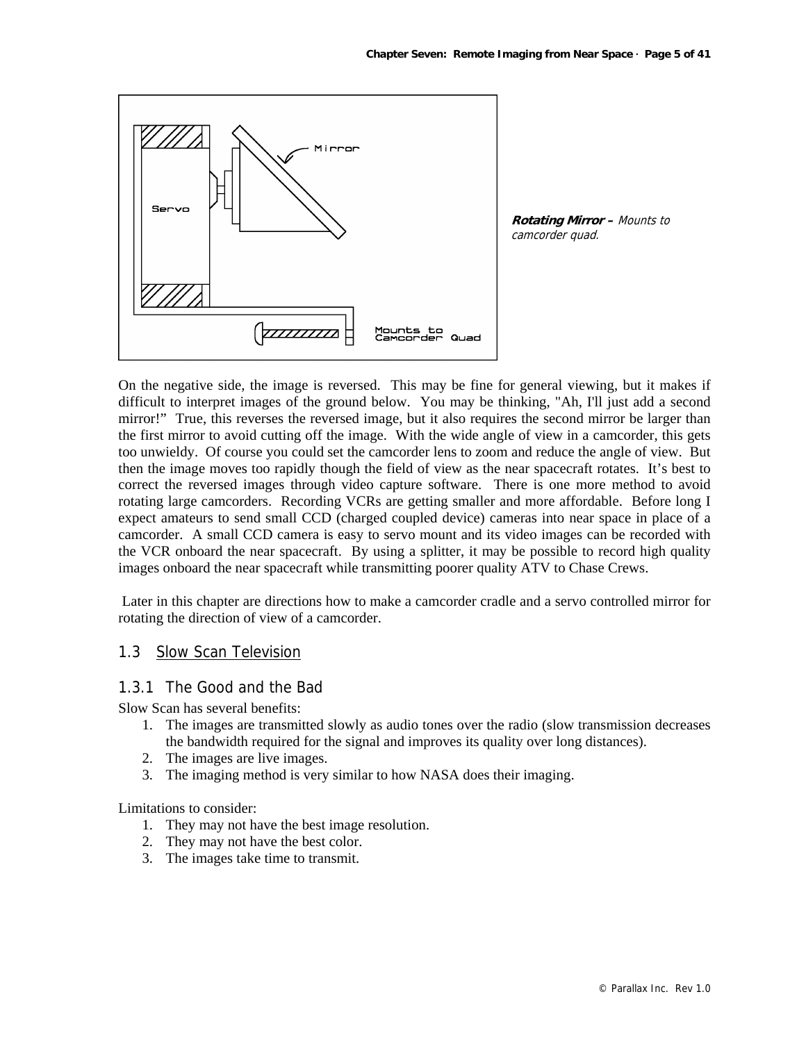**Rotating Mirror –** *Mounts to camcorder quad.*

On the negative side, the image is reversed. This may be fine for general viewing, but it makes if difficult to interpret images of the ground below. You may be thinking, "Ah, I'll just add a second mirror!" True, this reverses the reversed image, but it also requires the second mirror be larger than the first mirror to avoid cutting off the image. With the wide angle of view in a camcorder, this gets too unwieldy. Of course you could set the camcorder lens to zoom and reduce the angle of view. But then the image moves too rapidly though the field of view as the near spacecraft rotates. It's best to correct the reversed images through video capture software. There is one more method to avoid rotating large camcorders. Recording VCRs are getting smaller and more affordable. Before long I expect amateurs to send small CCD (charged coupled device) cameras into near space in place of a camcorder. A small CCD camera is easy to servo mount and its video images can be recorded with the VCR onboard the near spacecraft. By using a splitter, it may be possible to record high quality images onboard the near spacecraft while transmitting poorer quality ATV to Chase Crews.

Later in this chapter are directions how to make a camcorder cradle and a servo controlled mirror for rotating the direction of view of a camcorder.

## 1.3 Slow Scan Television

### 1.3.1 The Good and the Bad

Slow Scan has several benefits:

1. The images are transmitted slowly as audio tones over the radio (slow transmission decreases the bandwidth required for the signal and improves its quality over long distances).
2. The images are live images.
3. The imaging method is very similar to how NASA does their imaging.

Limitations to consider:

1. They may not have the best image resolution.
2. They may not have the best color.
3. The images take time to transmit.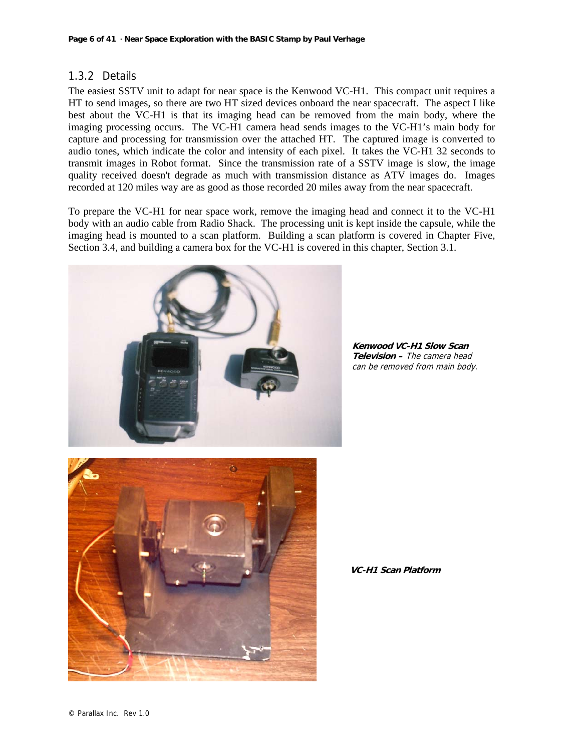### 1.3.2 Details

The easiest SSTV unit to adapt for near space is the Kenwood VC-H1. This compact unit requires a HT to send images, so there are two HT sized devices onboard the near spacecraft. The aspect I like best about the VC-H1 is that its imaging head can be removed from the main body, where the imaging processing occurs. The VC-H1 camera head sends images to the VC-H1's main body for capture and processing for transmission over the attached HT. The captured image is converted to audio tones, which indicate the color and intensity of each pixel. It takes the VC-H1 32 seconds to transmit images in Robot format. Since the transmission rate of a SSTV image is slow, the image quality received doesn't degrade as much with transmission distance as ATV images do. Images recorded at 120 miles way are as good as those recorded 20 miles away from the near spacecraft.

To prepare the VC-H1 for near space work, remove the imaging head and connect it to the VC-H1 body with an audio cable from Radio Shack. The processing unit is kept inside the capsule, while the imaging head is mounted to a scan platform. Building a scan platform is covered in Chapter Five, Section 3.4, and building a camera box for the VC-H1 is covered in this chapter, Section 3.1.

***Kenwood VC-H1 Slow Scan Television –*** *The camera head can be removed from main body.*

***VC-H1 Scan Platform***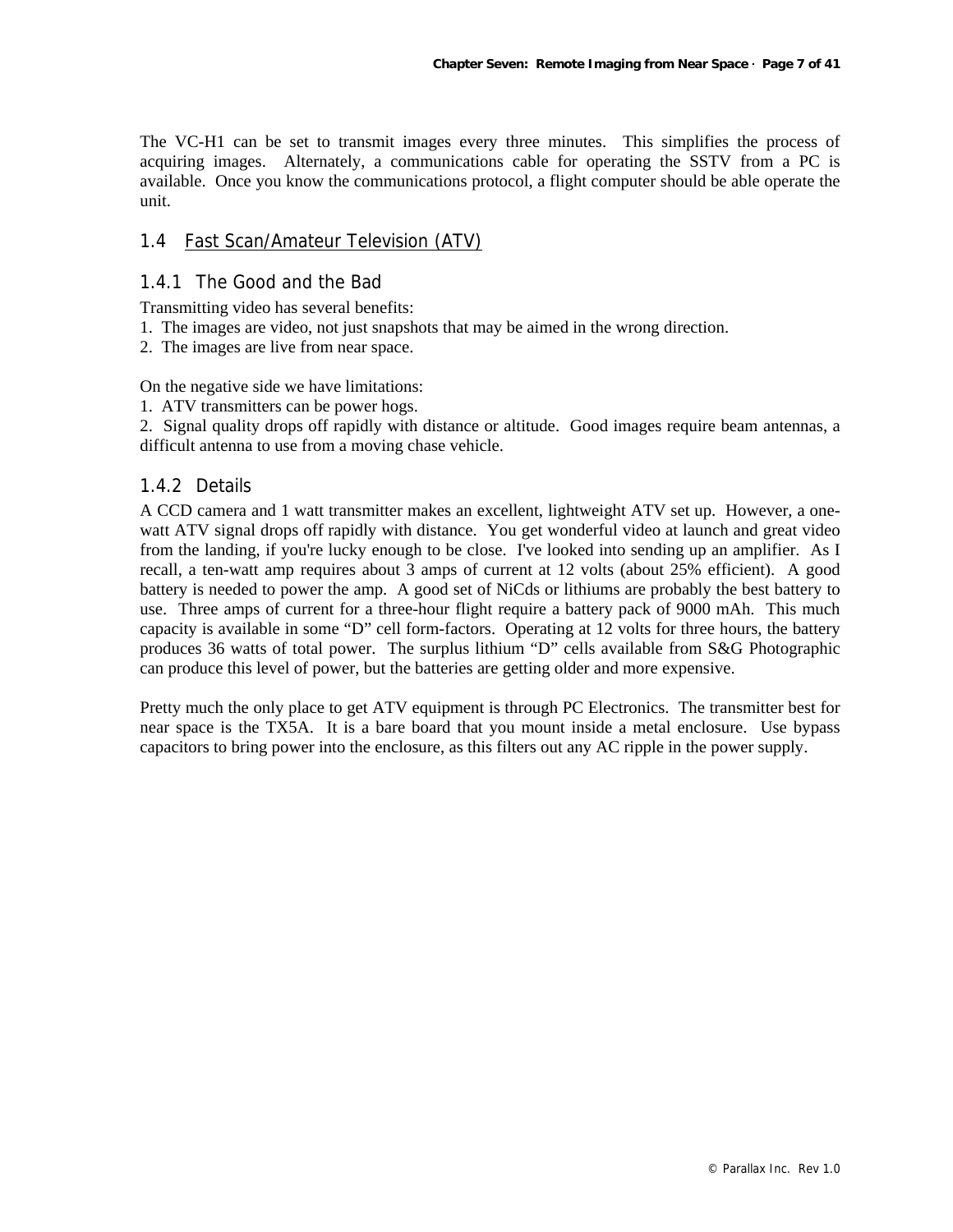The VC-H1 can be set to transmit images every three minutes. This simplifies the process of acquiring images. Alternately, a communications cable for operating the SSTV from a PC is available. Once you know the communications protocol, a flight computer should be able operate the unit.

## 1.4 Fast Scan/Amateur Television (ATV)

### 1.4.1 The Good and the Bad

Transmitting video has several benefits:

1. The images are video, not just snapshots that may be aimed in the wrong direction.
2. The images are live from near space.

On the negative side we have limitations:

1. ATV transmitters can be power hogs.
2. Signal quality drops off rapidly with distance or altitude. Good images require beam antennas, a difficult antenna to use from a moving chase vehicle.

### 1.4.2 Details

A CCD camera and 1 watt transmitter makes an excellent, lightweight ATV set up. However, a one-watt ATV signal drops off rapidly with distance. You get wonderful video at launch and great video from the landing, if you're lucky enough to be close. I've looked into sending up an amplifier. As I recall, a ten-watt amp requires about 3 amps of current at 12 volts (about 25% efficient). A good battery is needed to power the amp. A good set of NiCds or lithiums are probably the best battery to use. Three amps of current for a three-hour flight require a battery pack of 9000 mAh. This much capacity is available in some "D" cell form-factors. Operating at 12 volts for three hours, the battery produces 36 watts of total power. The surplus lithium "D" cells available from S&G Photographic can produce this level of power, but the batteries are getting older and more expensive.

Pretty much the only place to get ATV equipment is through PC Electronics. The transmitter best for near space is the TX5A. It is a bare board that you mount inside a metal enclosure. Use bypass capacitors to bring power into the enclosure, as this filters out any AC ripple in the power supply.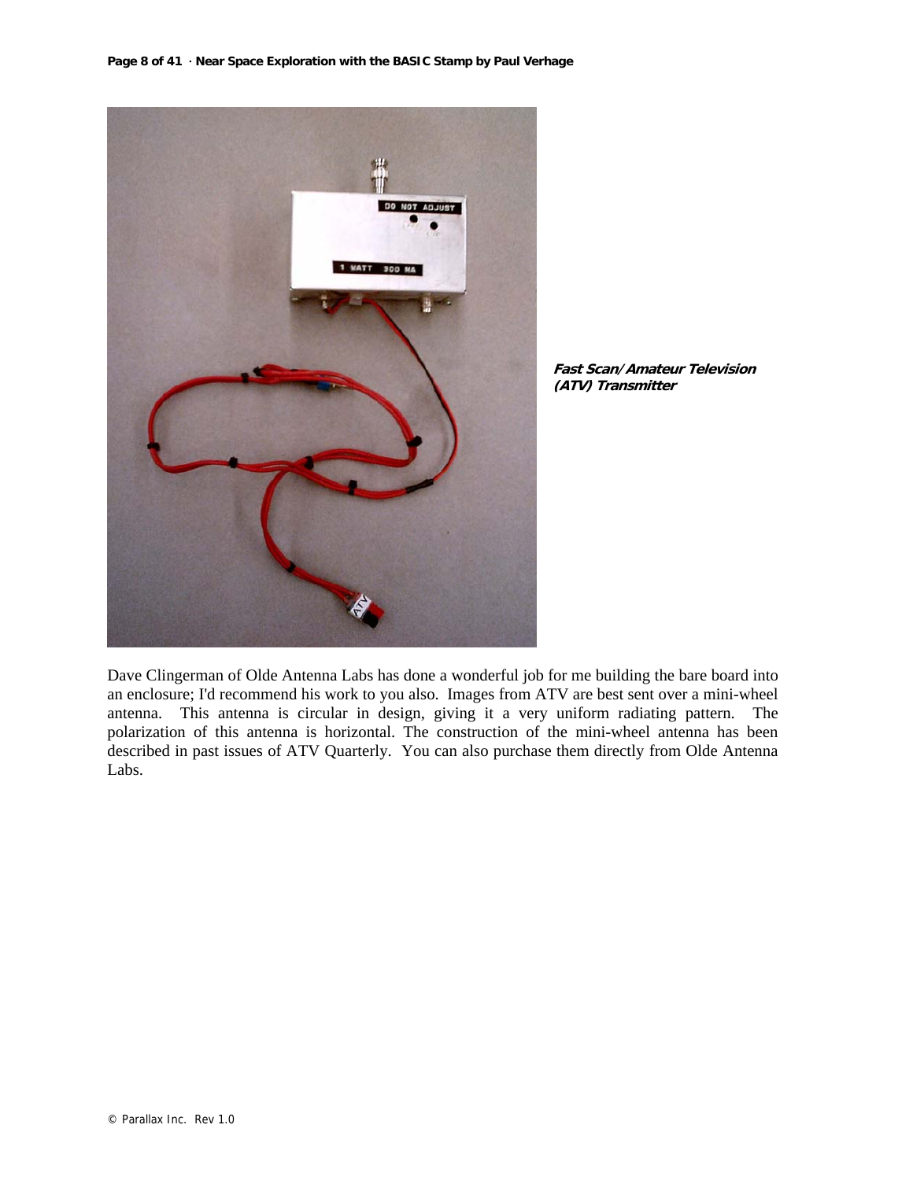***Fast Scan/Amateur Television (ATV) Transmitter***

Dave Clingerman of Olde Antenna Labs has done a wonderful job for me building the bare board into an enclosure; I'd recommend his work to you also. Images from ATV are best sent over a mini-wheel antenna. This antenna is circular in design, giving it a very uniform radiating pattern. The polarization of this antenna is horizontal. The construction of the mini-wheel antenna has been described in past issues of ATV Quarterly. You can also purchase them directly from Olde Antenna Labs.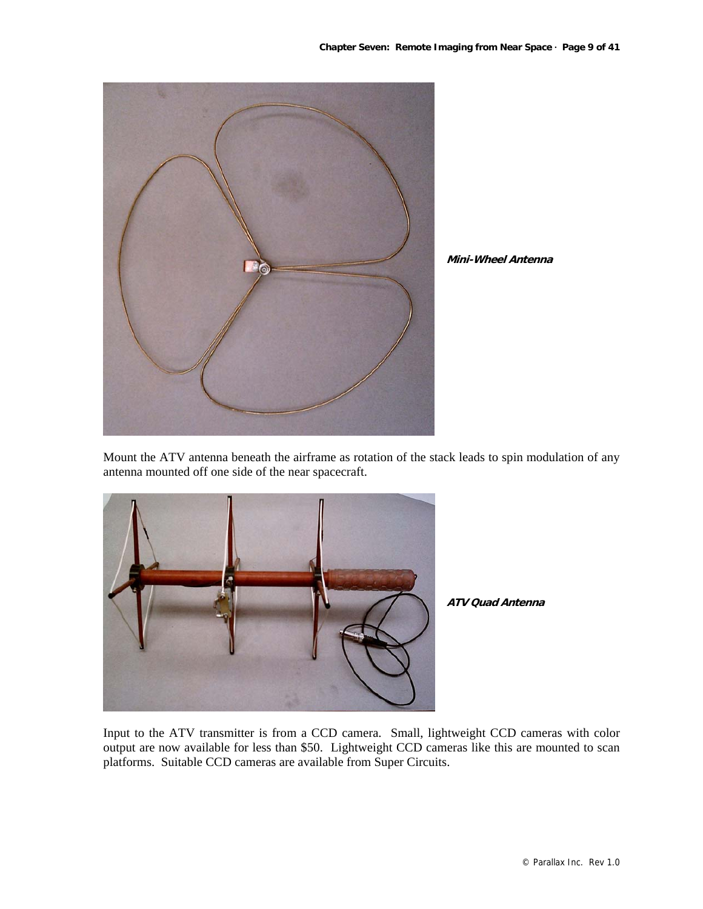***Mini-Wheel Antenna***

Mount the ATV antenna beneath the airframe as rotation of the stack leads to spin modulation of any antenna mounted off one side of the near spacecraft.

***ATV Quad Antenna***

Input to the ATV transmitter is from a CCD camera. Small, lightweight CCD cameras with color output are now available for less than $50. Lightweight CCD cameras like this are mounted to scan platforms. Suitable CCD cameras are available from Super Circuits.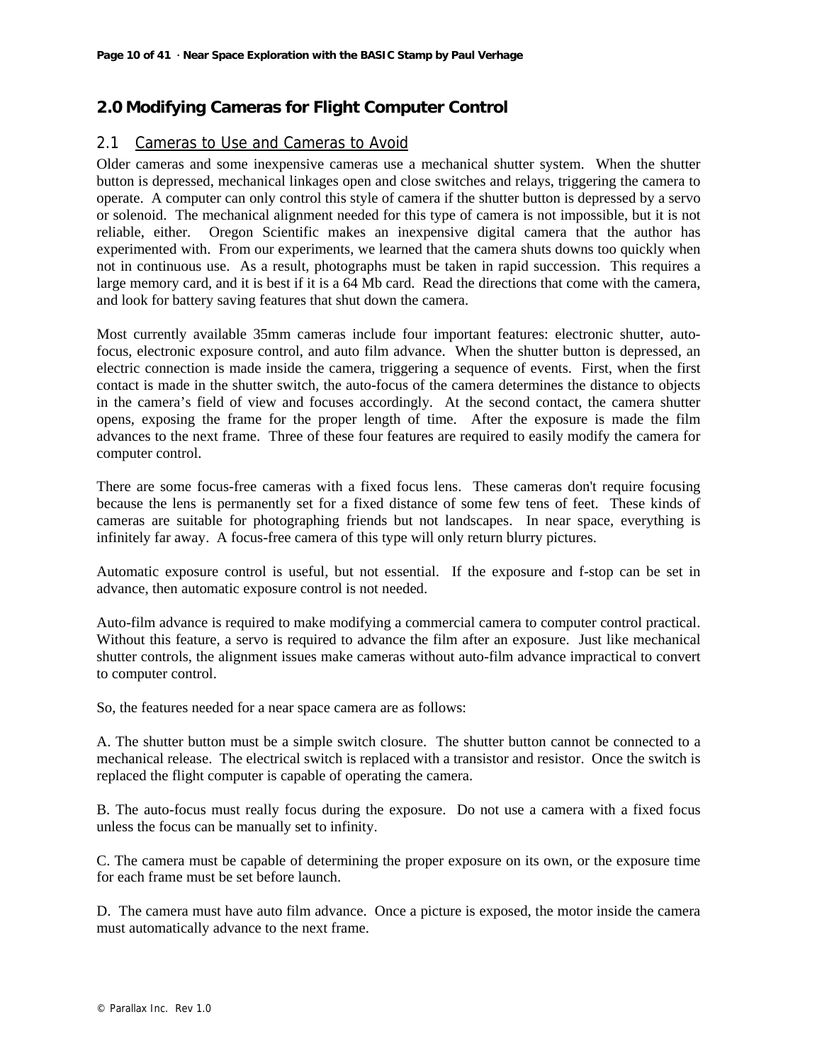# 2.0 Modifying Cameras for Flight Computer Control

## 2.1 Cameras to Use and Cameras to Avoid

Older cameras and some inexpensive cameras use a mechanical shutter system. When the shutter button is depressed, mechanical linkages open and close switches and relays, triggering the camera to operate. A computer can only control this style of camera if the shutter button is depressed by a servo or solenoid. The mechanical alignment needed for this type of camera is not impossible, but it is not reliable, either. Oregon Scientific makes an inexpensive digital camera that the author has experimented with. From our experiments, we learned that the camera shuts downs too quickly when not in continuous use. As a result, photographs must be taken in rapid succession. This requires a large memory card, and it is best if it is a 64 Mb card. Read the directions that come with the camera, and look for battery saving features that shut down the camera.

Most currently available 35mm cameras include four important features: electronic shutter, auto-focus, electronic exposure control, and auto film advance. When the shutter button is depressed, an electric connection is made inside the camera, triggering a sequence of events. First, when the first contact is made in the shutter switch, the auto-focus of the camera determines the distance to objects in the camera's field of view and focuses accordingly. At the second contact, the camera shutter opens, exposing the frame for the proper length of time. After the exposure is made the film advances to the next frame. Three of these four features are required to easily modify the camera for computer control.

There are some focus-free cameras with a fixed focus lens. These cameras don't require focusing because the lens is permanently set for a fixed distance of some few tens of feet. These kinds of cameras are suitable for photographing friends but not landscapes. In near space, everything is infinitely far away. A focus-free camera of this type will only return blurry pictures.

Automatic exposure control is useful, but not essential. If the exposure and f-stop can be set in advance, then automatic exposure control is not needed.

Auto-film advance is required to make modifying a commercial camera to computer control practical. Without this feature, a servo is required to advance the film after an exposure. Just like mechanical shutter controls, the alignment issues make cameras without auto-film advance impractical to convert to computer control.

So, the features needed for a near space camera are as follows:

A. The shutter button must be a simple switch closure. The shutter button cannot be connected to a mechanical release. The electrical switch is replaced with a transistor and resistor. Once the switch is replaced the flight computer is capable of operating the camera.

B. The auto-focus must really focus during the exposure. Do not use a camera with a fixed focus unless the focus can be manually set to infinity.

C. The camera must be capable of determining the proper exposure on its own, or the exposure time for each frame must be set before launch.

D. The camera must have auto film advance. Once a picture is exposed, the motor inside the camera must automatically advance to the next frame.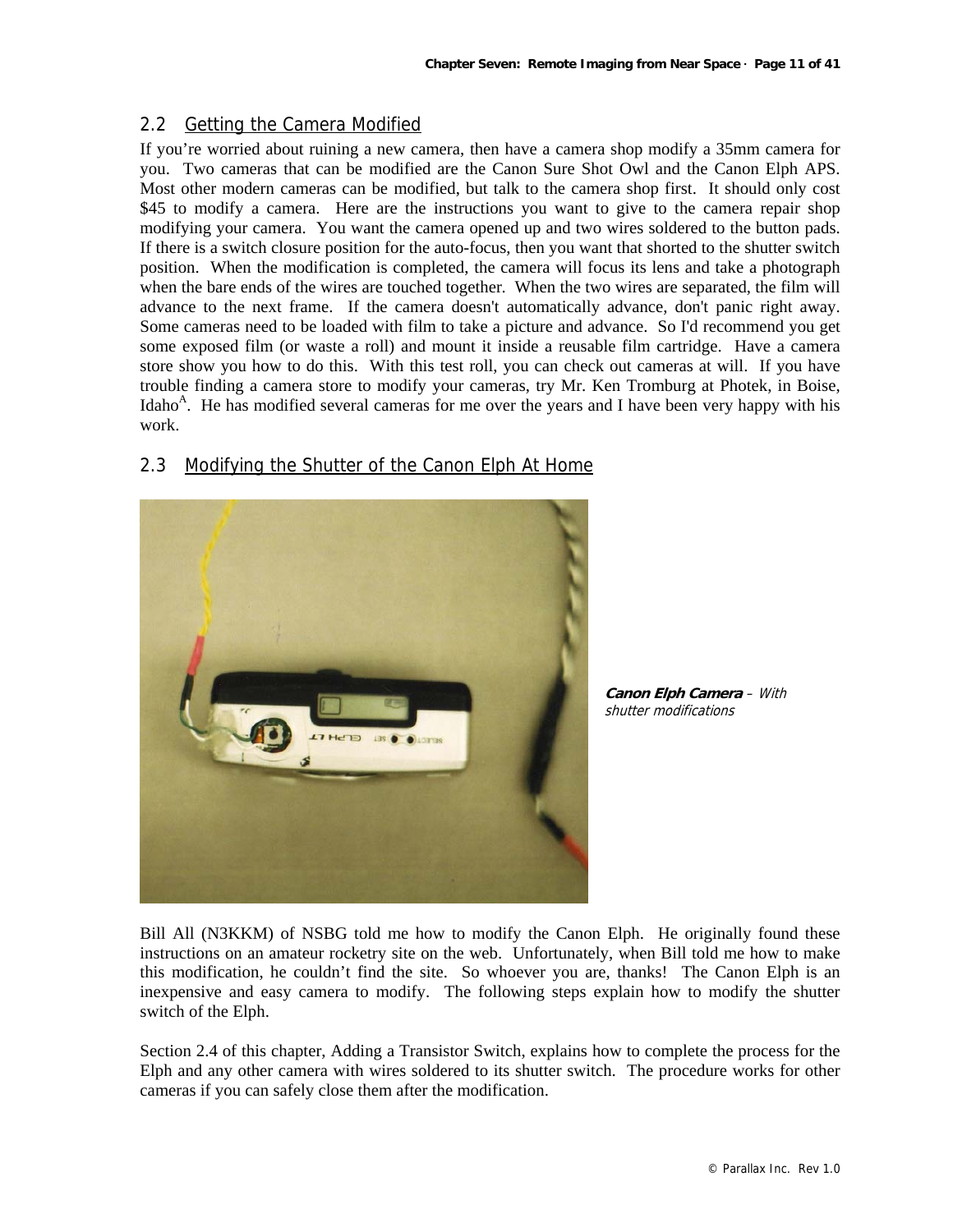## 2.2 Getting the Camera Modified

If you're worried about ruining a new camera, then have a camera shop modify a 35mm camera for you. Two cameras that can be modified are the Canon Sure Shot Owl and the Canon Elph APS. Most other modern cameras can be modified, but talk to the camera shop first. It should only cost $45 to modify a camera. Here are the instructions you want to give to the camera repair shop modifying your camera. You want the camera opened up and two wires soldered to the button pads. If there is a switch closure position for the auto-focus, then you want that shorted to the shutter switch position. When the modification is completed, the camera will focus its lens and take a photograph when the bare ends of the wires are touched together. When the two wires are separated, the film will advance to the next frame. If the camera doesn't automatically advance, don't panic right away. Some cameras need to be loaded with film to take a picture and advance. So I'd recommend you get some exposed film (or waste a roll) and mount it inside a reusable film cartridge. Have a camera store show you how to do this. With this test roll, you can check out cameras at will. If you have trouble finding a camera store to modify your cameras, try Mr. Ken Tromburg at Photek, in Boise, Idaho[A]. He has modified several cameras for me over the years and I have been very happy with his work.

## 2.3 Modifying the Shutter of the Canon Elph At Home

***Canon Elph Camera*** *– With shutter modifications*

Bill All (N3KKM) of NSBG told me how to modify the Canon Elph. He originally found these instructions on an amateur rocketry site on the web. Unfortunately, when Bill told me how to make this modification, he couldn't find the site. So whoever you are, thanks! The Canon Elph is an inexpensive and easy camera to modify. The following steps explain how to modify the shutter switch of the Elph.

Section 2.4 of this chapter, Adding a Transistor Switch, explains how to complete the process for the Elph and any other camera with wires soldered to its shutter switch. The procedure works for other cameras if you can safely close them after the modification.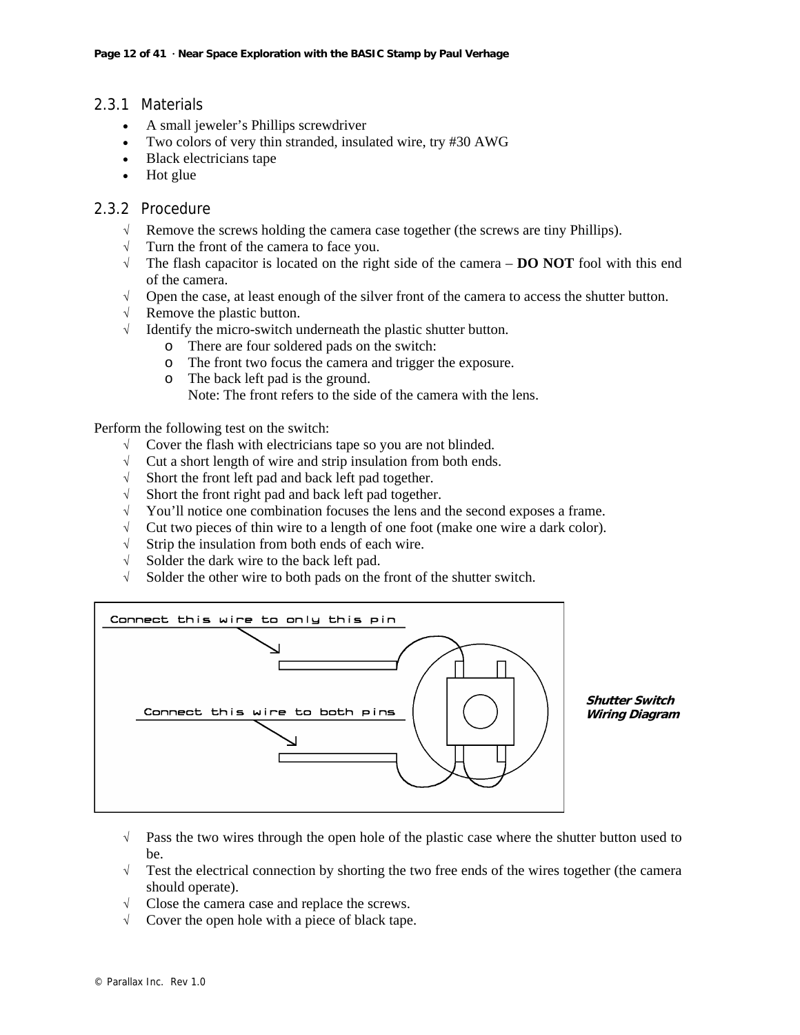### 2.3.1 Materials

- A small jeweler's Phillips screwdriver
- Two colors of very thin stranded, insulated wire, try #30 AWG
- Black electricians tape
- Hot glue

### 2.3.2 Procedure

- √ Remove the screws holding the camera case together (the screws are tiny Phillips).
- √ Turn the front of the camera to face you.
- √ The flash capacitor is located on the right side of the camera – **DO NOT** fool with this end of the camera.
- √ Open the case, at least enough of the silver front of the camera to access the shutter button.
- √ Remove the plastic button.
- √ Identify the micro-switch underneath the plastic shutter button.
  - o There are four soldered pads on the switch:
  - o The front two focus the camera and trigger the exposure.
  - o The back left pad is the ground.
    Note: The front refers to the side of the camera with the lens.

Perform the following test on the switch:

- √ Cover the flash with electricians tape so you are not blinded.
- √ Cut a short length of wire and strip insulation from both ends.
- √ Short the front left pad and back left pad together.
- √ Short the front right pad and back left pad together.
- √ You'll notice one combination focuses the lens and the second exposes a frame.
- √ Cut two pieces of thin wire to a length of one foot (make one wire a dark color).
- √ Strip the insulation from both ends of each wire.
- √ Solder the dark wire to the back left pad.
- √ Solder the other wire to both pads on the front of the shutter switch.

Connect this wire to only this pin

Connect this wire to both pins

***Shutter Switch Wiring Diagram***

- √ Pass the two wires through the open hole of the plastic case where the shutter button used to be.
- √ Test the electrical connection by shorting the two free ends of the wires together (the camera should operate).
- √ Close the camera case and replace the screws.
- √ Cover the open hole with a piece of black tape.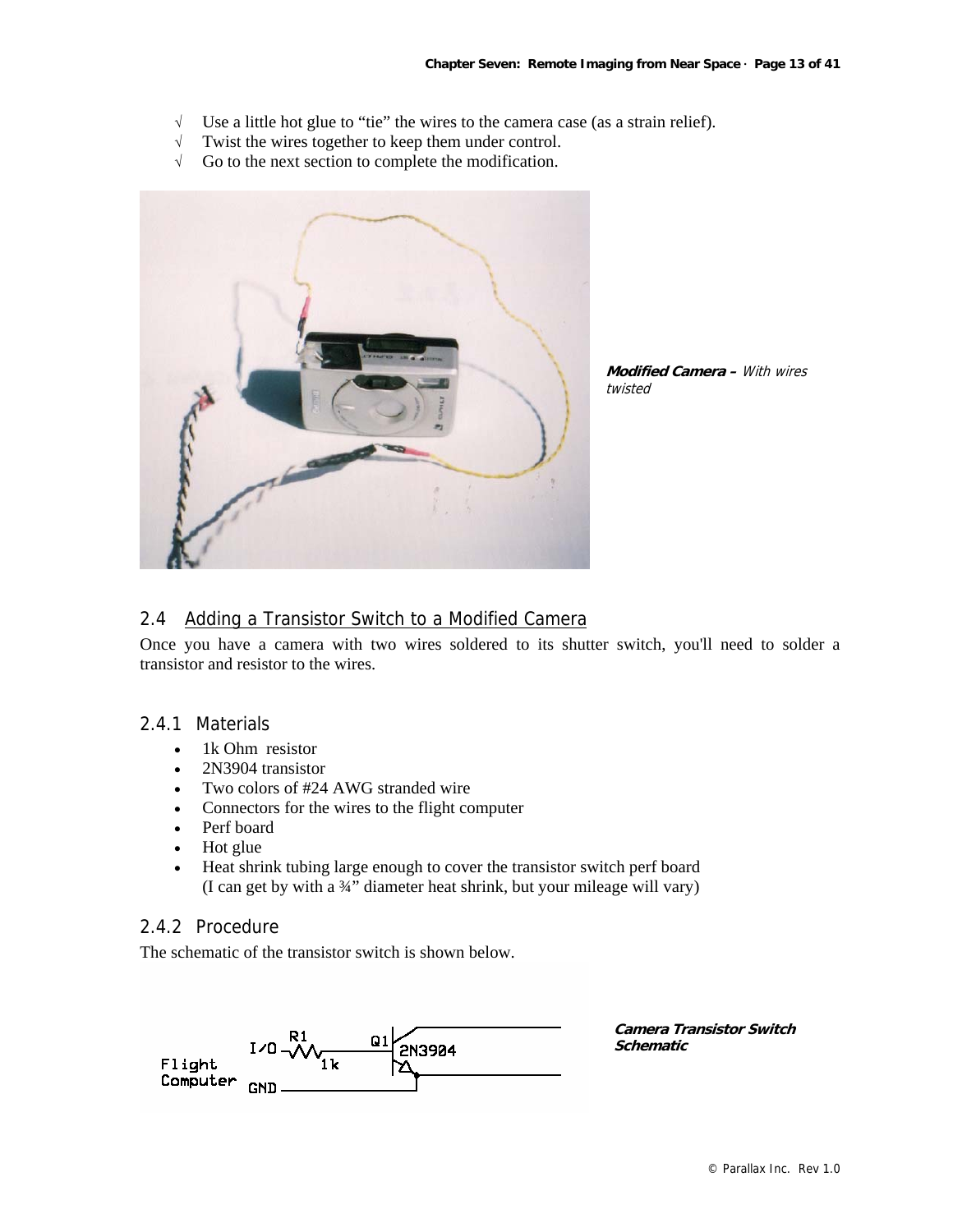√ Use a little hot glue to "tie" the wires to the camera case (as a strain relief).
√ Twist the wires together to keep them under control.
√ Go to the next section to complete the modification.

***Modified Camera –*** *With wires twisted*

## 2.4 Adding a Transistor Switch to a Modified Camera

Once you have a camera with two wires soldered to its shutter switch, you'll need to solder a transistor and resistor to the wires.

### 2.4.1 Materials

- 1k Ohm resistor
- 2N3904 transistor
- Two colors of #24 AWG stranded wire
- Connectors for the wires to the flight computer
- Perf board
- Hot glue
- Heat shrink tubing large enough to cover the transistor switch perf board (I can get by with a ¾" diameter heat shrink, but your mileage will vary)

### 2.4.2 Procedure

The schematic of the transistor switch is shown below.

***Camera Transistor Switch Schematic***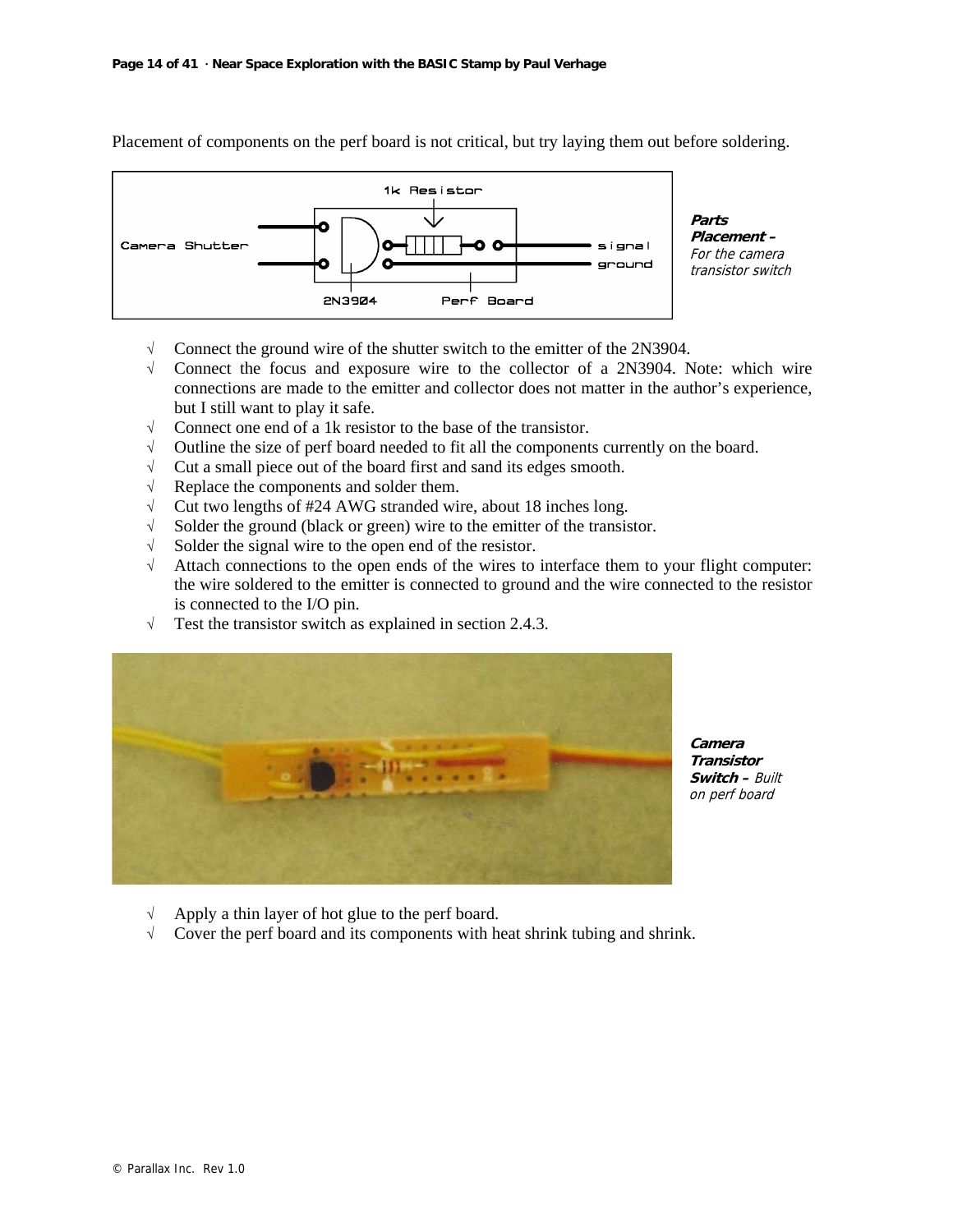Placement of components on the perf board is not critical, but try laying them out before soldering.

***Parts Placement** – For the camera transistor switch*

- √ Connect the ground wire of the shutter switch to the emitter of the 2N3904.
- √ Connect the focus and exposure wire to the collector of a 2N3904. Note: which wire connections are made to the emitter and collector does not matter in the author's experience, but I still want to play it safe.
- √ Connect one end of a 1k resistor to the base of the transistor.
- √ Outline the size of perf board needed to fit all the components currently on the board.
- √ Cut a small piece out of the board first and sand its edges smooth.
- √ Replace the components and solder them.
- √ Cut two lengths of #24 AWG stranded wire, about 18 inches long.
- √ Solder the ground (black or green) wire to the emitter of the transistor.
- √ Solder the signal wire to the open end of the resistor.
- √ Attach connections to the open ends of the wires to interface them to your flight computer: the wire soldered to the emitter is connected to ground and the wire connected to the resistor is connected to the I/O pin.
- √ Test the transistor switch as explained in section 2.4.3.

***Camera Transistor Switch** – Built on perf board*

- √ Apply a thin layer of hot glue to the perf board.
- √ Cover the perf board and its components with heat shrink tubing and shrink.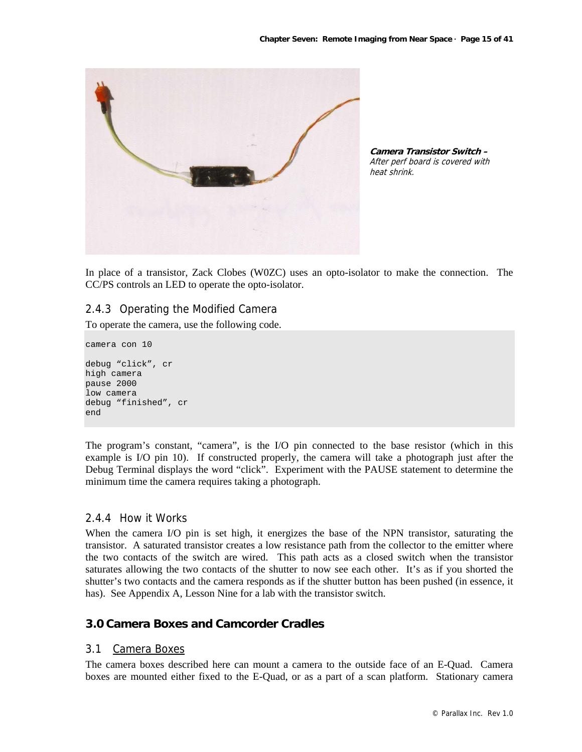*Camera Transistor Switch – After perf board is covered with heat shrink.*

In place of a transistor, Zack Clobes (W0ZC) uses an opto-isolator to make the connection. The CC/PS controls an LED to operate the opto-isolator.

### 2.4.3 Operating the Modified Camera

To operate the camera, use the following code.

```
camera con 10

debug “click”, cr
high camera
pause 2000
low camera
debug “finished”, cr
end
```

The program’s constant, “camera”, is the I/O pin connected to the base resistor (which in this example is I/O pin 10). If constructed properly, the camera will take a photograph just after the Debug Terminal displays the word “click”. Experiment with the PAUSE statement to determine the minimum time the camera requires taking a photograph.

### 2.4.4 How it Works

When the camera I/O pin is set high, it energizes the base of the NPN transistor, saturating the transistor. A saturated transistor creates a low resistance path from the collector to the emitter where the two contacts of the switch are wired. This path acts as a closed switch when the transistor saturates allowing the two contacts of the shutter to now see each other. It’s as if you shorted the shutter’s two contacts and the camera responds as if the shutter button has been pushed (in essence, it has). See Appendix A, Lesson Nine for a lab with the transistor switch.

## 3.0 Camera Boxes and Camcorder Cradles

### 3.1 Camera Boxes

The camera boxes described here can mount a camera to the outside face of an E-Quad. Camera boxes are mounted either fixed to the E-Quad, or as a part of a scan platform. Stationary camera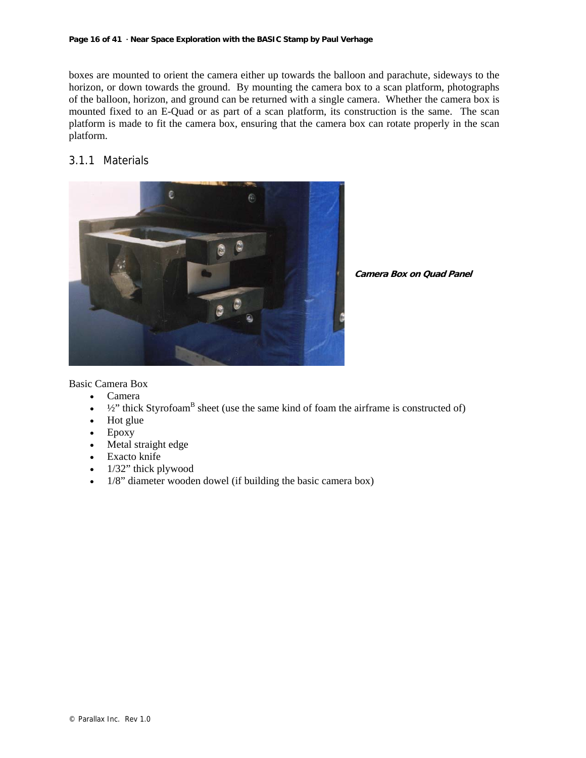boxes are mounted to orient the camera either up towards the balloon and parachute, sideways to the horizon, or down towards the ground. By mounting the camera box to a scan platform, photographs of the balloon, horizon, and ground can be returned with a single camera. Whether the camera box is mounted fixed to an E-Quad or as part of a scan platform, its construction is the same. The scan platform is made to fit the camera box, ensuring that the camera box can rotate properly in the scan platform.

### 3.1.1 Materials

***Camera Box on Quad Panel***

Basic Camera Box

- Camera
- ½" thick Styrofoam[B] sheet (use the same kind of foam the airframe is constructed of)
- Hot glue
- Epoxy
- Metal straight edge
- Exacto knife
- 1/32" thick plywood
- 1/8" diameter wooden dowel (if building the basic camera box)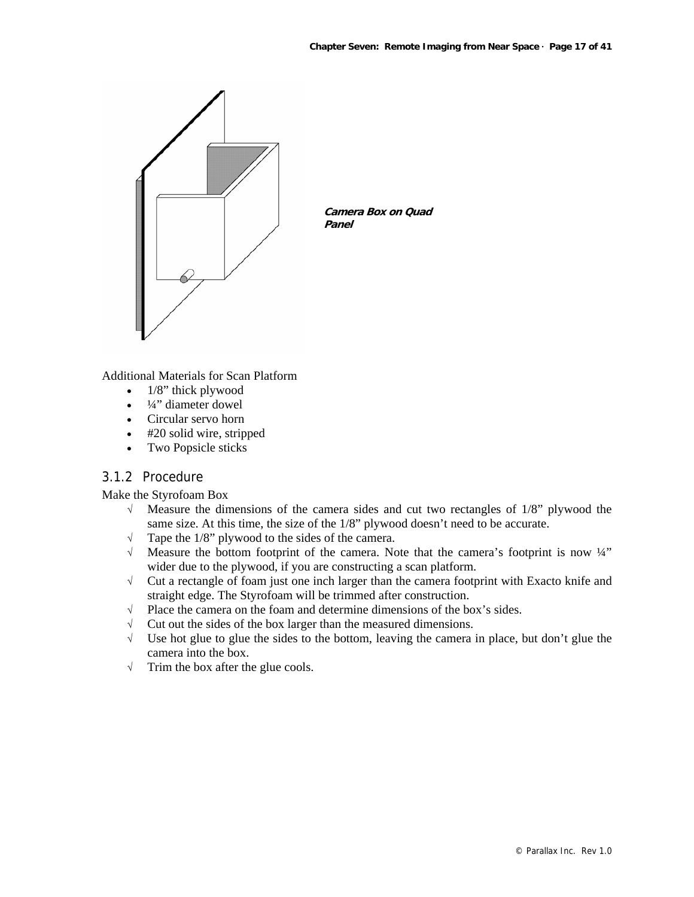*Camera Box on Quad Panel*

Additional Materials for Scan Platform

- 1/8” thick plywood
- ¼” diameter dowel
- Circular servo horn
- #20 solid wire, stripped
- Two Popsicle sticks

### 3.1.2 Procedure

Make the Styrofoam Box

√ Measure the dimensions of the camera sides and cut two rectangles of 1/8” plywood the same size. At this time, the size of the 1/8” plywood doesn’t need to be accurate.

√ Tape the 1/8” plywood to the sides of the camera.

√ Measure the bottom footprint of the camera. Note that the camera’s footprint is now ¼” wider due to the plywood, if you are constructing a scan platform.

√ Cut a rectangle of foam just one inch larger than the camera footprint with Exacto knife and straight edge. The Styrofoam will be trimmed after construction.

√ Place the camera on the foam and determine dimensions of the box’s sides.

√ Cut out the sides of the box larger than the measured dimensions.

√ Use hot glue to glue the sides to the bottom, leaving the camera in place, but don’t glue the camera into the box.

√ Trim the box after the glue cools.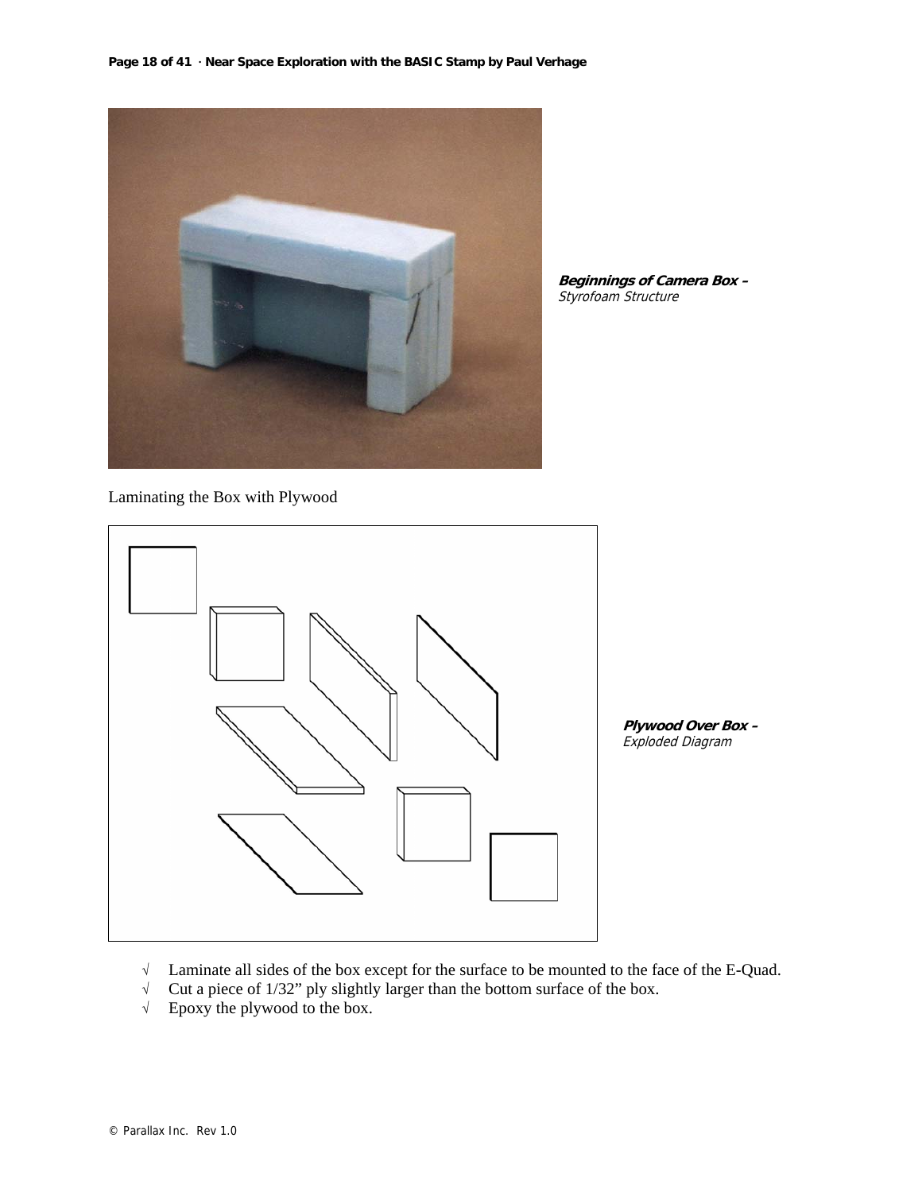**Beginnings of Camera Box –**
*Styrofoam Structure*

Laminating the Box with Plywood

**Plywood Over Box –**
*Exploded Diagram*

- √ Laminate all sides of the box except for the surface to be mounted to the face of the E-Quad.
- √ Cut a piece of 1/32" ply slightly larger than the bottom surface of the box.
- √ Epoxy the plywood to the box.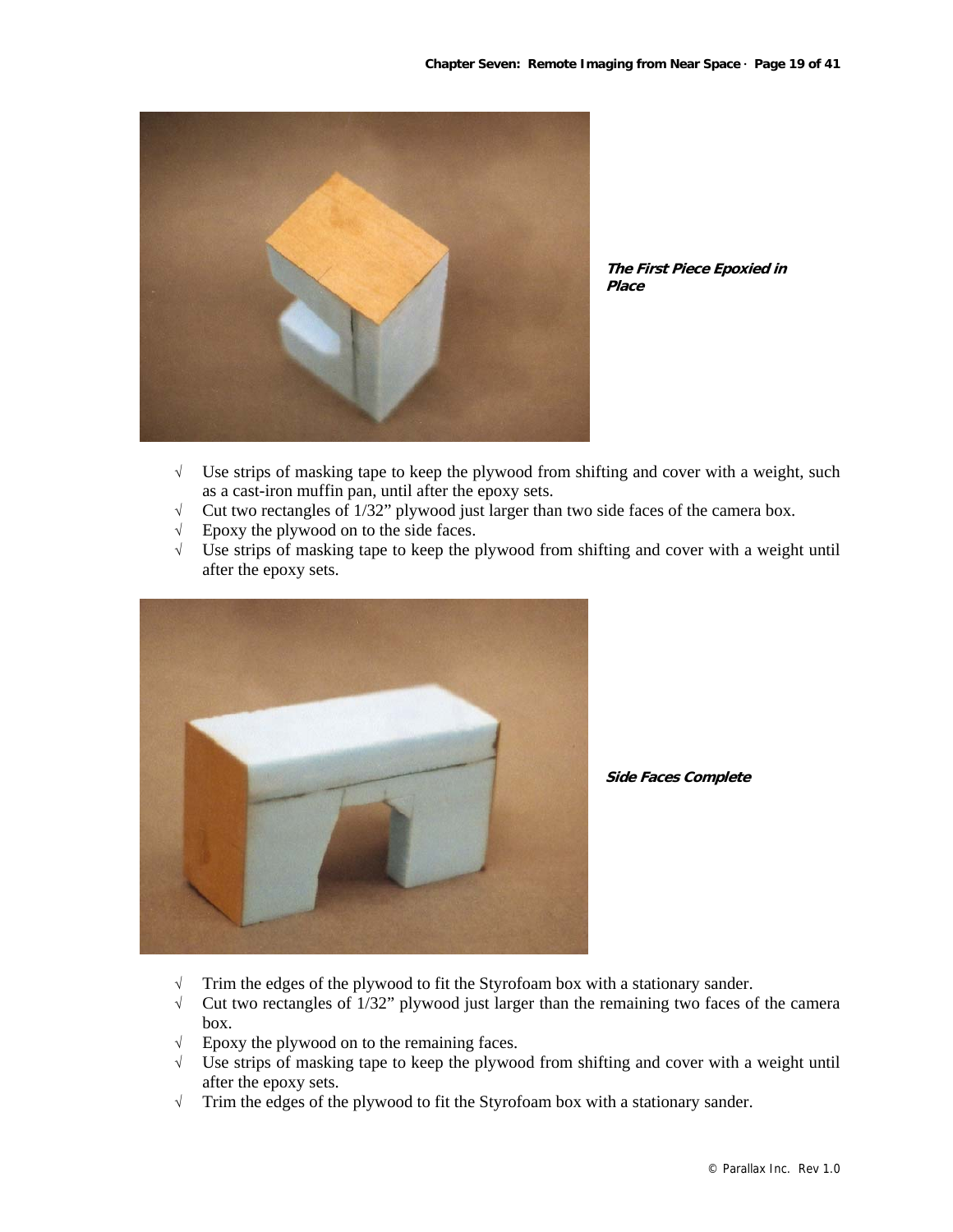*The First Piece Epoxied in Place*

- √ Use strips of masking tape to keep the plywood from shifting and cover with a weight, such as a cast-iron muffin pan, until after the epoxy sets.
- √ Cut two rectangles of 1/32" plywood just larger than two side faces of the camera box.
- √ Epoxy the plywood on to the side faces.
- √ Use strips of masking tape to keep the plywood from shifting and cover with a weight until after the epoxy sets.

*Side Faces Complete*

- √ Trim the edges of the plywood to fit the Styrofoam box with a stationary sander.
- √ Cut two rectangles of 1/32" plywood just larger than the remaining two faces of the camera box.
- √ Epoxy the plywood on to the remaining faces.
- √ Use strips of masking tape to keep the plywood from shifting and cover with a weight until after the epoxy sets.
- √ Trim the edges of the plywood to fit the Styrofoam box with a stationary sander.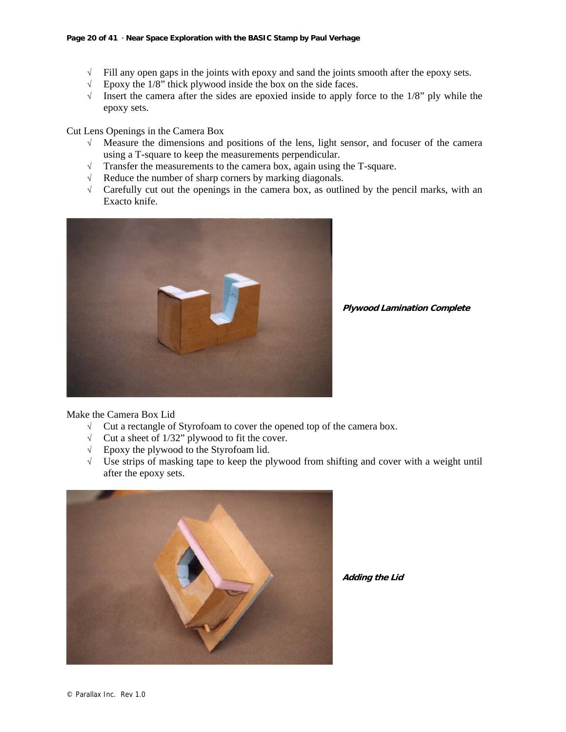- √ Fill any open gaps in the joints with epoxy and sand the joints smooth after the epoxy sets.
- √ Epoxy the 1/8" thick plywood inside the box on the side faces.
- √ Insert the camera after the sides are epoxied inside to apply force to the 1/8" ply while the epoxy sets.

Cut Lens Openings in the Camera Box

- √ Measure the dimensions and positions of the lens, light sensor, and focuser of the camera using a T-square to keep the measurements perpendicular.
- √ Transfer the measurements to the camera box, again using the T-square.
- √ Reduce the number of sharp corners by marking diagonals.
- √ Carefully cut out the openings in the camera box, as outlined by the pencil marks, with an Exacto knife.

***Plywood Lamination Complete***

Make the Camera Box Lid

- √ Cut a rectangle of Styrofoam to cover the opened top of the camera box.
- √ Cut a sheet of 1/32" plywood to fit the cover.
- √ Epoxy the plywood to the Styrofoam lid.
- √ Use strips of masking tape to keep the plywood from shifting and cover with a weight until after the epoxy sets.

***Adding the Lid***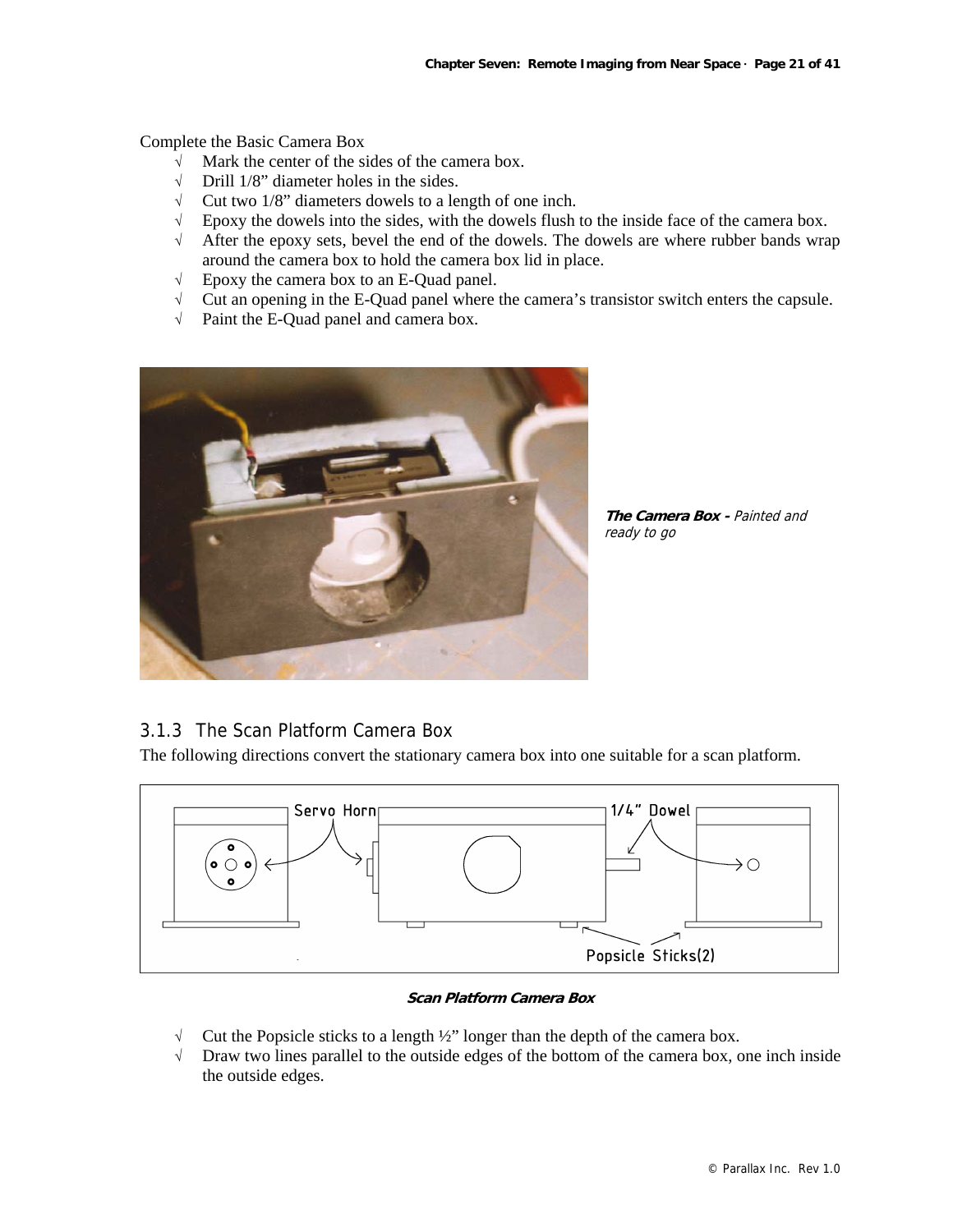Complete the Basic Camera Box

- √ Mark the center of the sides of the camera box.
- √ Drill 1/8" diameter holes in the sides.
- √ Cut two 1/8" diameters dowels to a length of one inch.
- √ Epoxy the dowels into the sides, with the dowels flush to the inside face of the camera box.
- √ After the epoxy sets, bevel the end of the dowels. The dowels are where rubber bands wrap around the camera box to hold the camera box lid in place.
- √ Epoxy the camera box to an E-Quad panel.
- √ Cut an opening in the E-Quad panel where the camera's transistor switch enters the capsule.
- √ Paint the E-Quad panel and camera box.

***The Camera Box -*** *Painted and ready to go*

### 3.1.3 The Scan Platform Camera Box

The following directions convert the stationary camera box into one suitable for a scan platform.

***Scan Platform Camera Box***

- √ Cut the Popsicle sticks to a length ½" longer than the depth of the camera box.
- √ Draw two lines parallel to the outside edges of the bottom of the camera box, one inch inside the outside edges.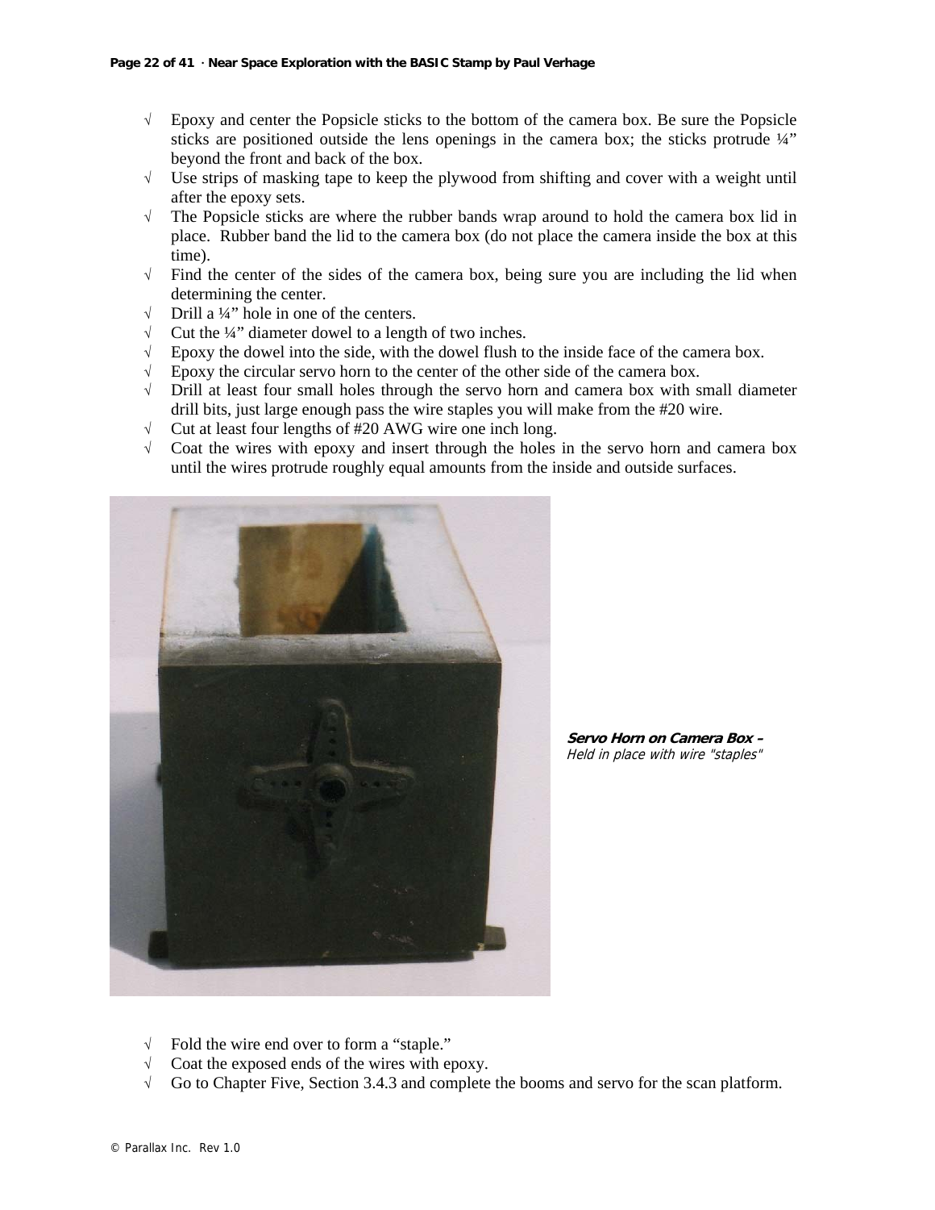- √ Epoxy and center the Popsicle sticks to the bottom of the camera box. Be sure the Popsicle sticks are positioned outside the lens openings in the camera box; the sticks protrude ¼" beyond the front and back of the box.
- √ Use strips of masking tape to keep the plywood from shifting and cover with a weight until after the epoxy sets.
- √ The Popsicle sticks are where the rubber bands wrap around to hold the camera box lid in place. Rubber band the lid to the camera box (do not place the camera inside the box at this time).
- √ Find the center of the sides of the camera box, being sure you are including the lid when determining the center.
- √ Drill a ¼" hole in one of the centers.
- √ Cut the ¼" diameter dowel to a length of two inches.
- √ Epoxy the dowel into the side, with the dowel flush to the inside face of the camera box.
- √ Epoxy the circular servo horn to the center of the other side of the camera box.
- √ Drill at least four small holes through the servo horn and camera box with small diameter drill bits, just large enough pass the wire staples you will make from the #20 wire.
- √ Cut at least four lengths of #20 AWG wire one inch long.
- √ Coat the wires with epoxy and insert through the holes in the servo horn and camera box until the wires protrude roughly equal amounts from the inside and outside surfaces.

***Servo Horn on Camera Box –***
*Held in place with wire "staples"*

- √ Fold the wire end over to form a "staple."
- √ Coat the exposed ends of the wires with epoxy.
- √ Go to Chapter Five, Section 3.4.3 and complete the booms and servo for the scan platform.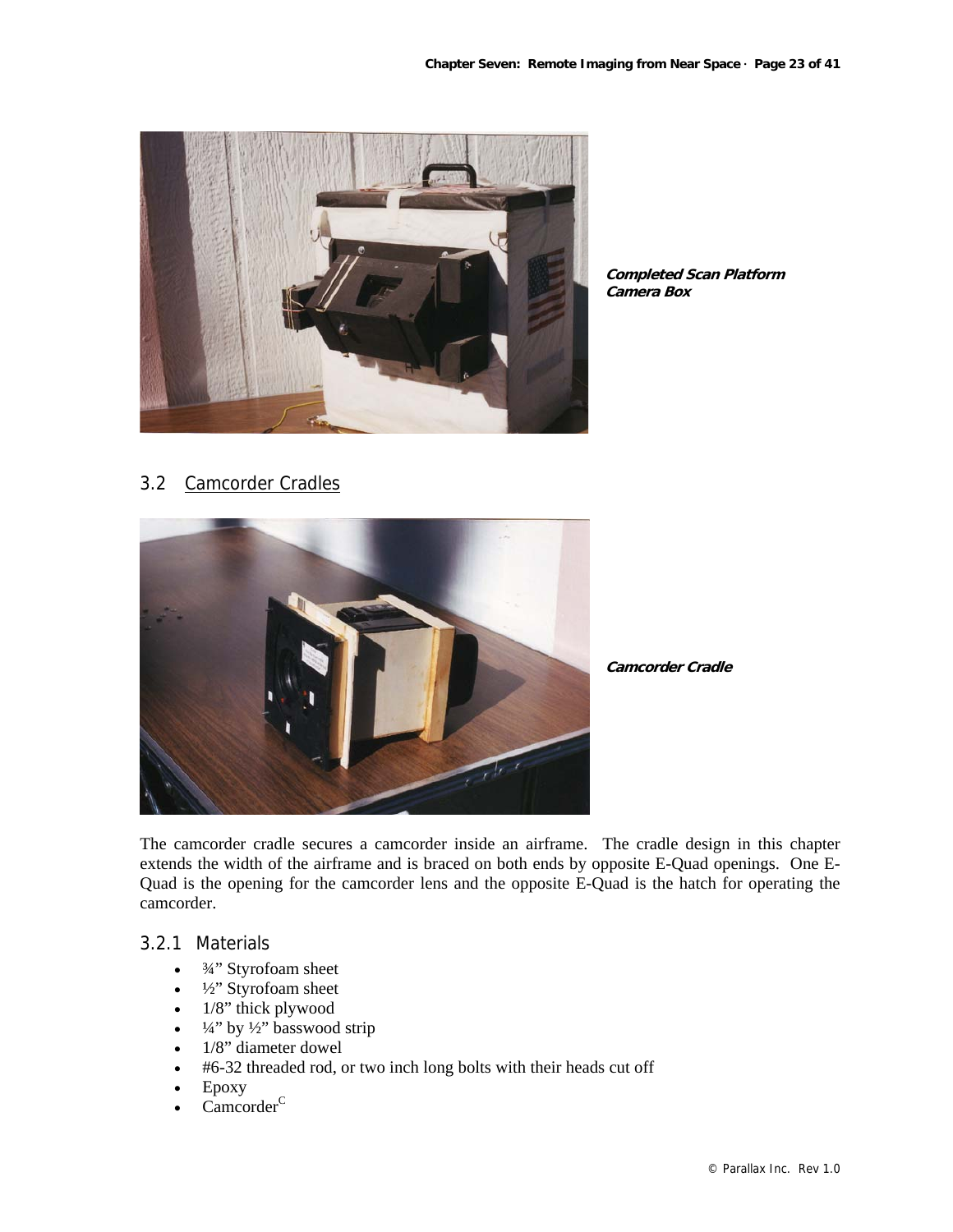*Completed Scan Platform Camera Box*

## 3.2 Camcorder Cradles

*Camcorder Cradle*

The camcorder cradle secures a camcorder inside an airframe. The cradle design in this chapter extends the width of the airframe and is braced on both ends by opposite E-Quad openings. One E-Quad is the opening for the camcorder lens and the opposite E-Quad is the hatch for operating the camcorder.

### 3.2.1 Materials

- ¾" Styrofoam sheet
- ½" Styrofoam sheet
- 1/8" thick plywood
- ¼" by ½" basswood strip
- 1/8" diameter dowel
- #6-32 threaded rod, or two inch long bolts with their heads cut off
- Epoxy
- Camcorder[C]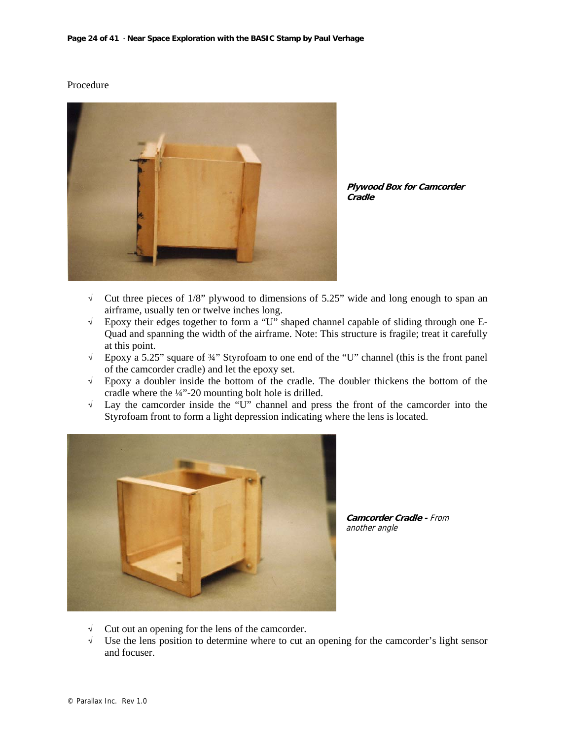Procedure

***Plywood Box for Camcorder Cradle***

- √ Cut three pieces of 1/8" plywood to dimensions of 5.25" wide and long enough to span an airframe, usually ten or twelve inches long.
- √ Epoxy their edges together to form a "U" shaped channel capable of sliding through one E-Quad and spanning the width of the airframe. Note: This structure is fragile; treat it carefully at this point.
- √ Epoxy a 5.25" square of ¾" Styrofoam to one end of the "U" channel (this is the front panel of the camcorder cradle) and let the epoxy set.
- √ Epoxy a doubler inside the bottom of the cradle. The doubler thickens the bottom of the cradle where the ¼"-20 mounting bolt hole is drilled.
- √ Lay the camcorder inside the "U" channel and press the front of the camcorder into the Styrofoam front to form a light depression indicating where the lens is located.

***Camcorder Cradle -*** *From another angle*

- √ Cut out an opening for the lens of the camcorder.
- √ Use the lens position to determine where to cut an opening for the camcorder's light sensor and focuser.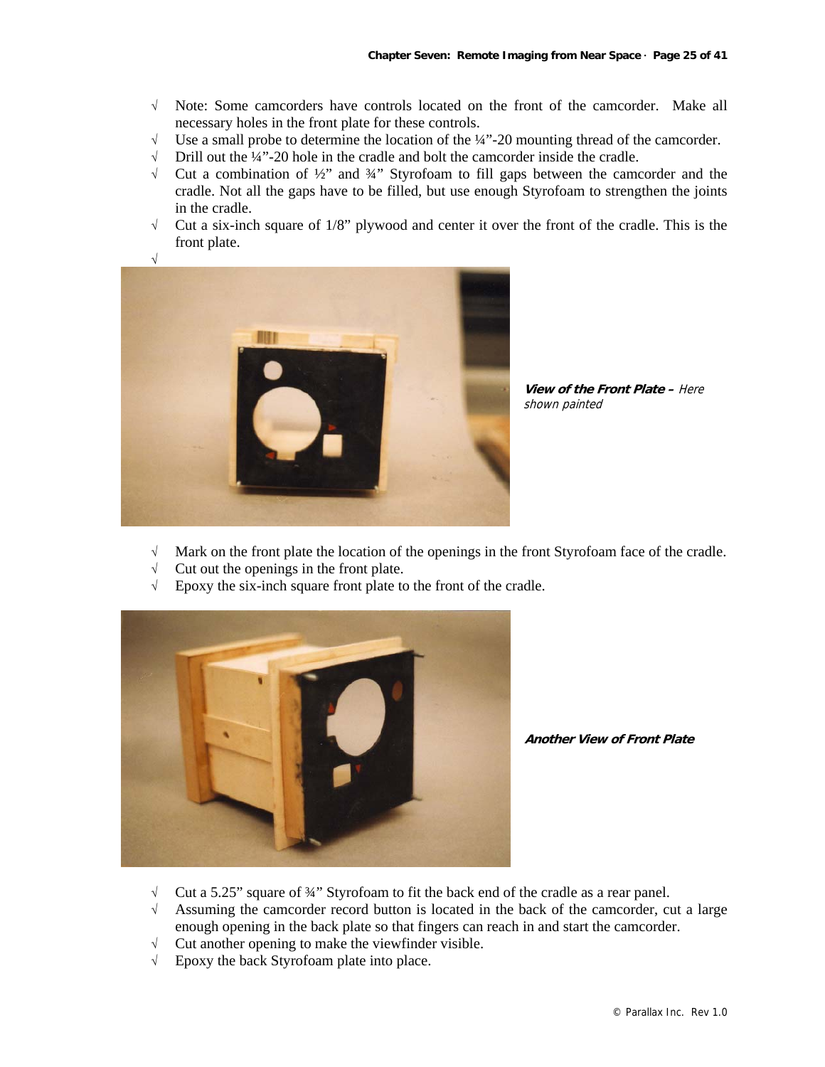- √ Note: Some camcorders have controls located on the front of the camcorder. Make all necessary holes in the front plate for these controls.
- √ Use a small probe to determine the location of the ¼"-20 mounting thread of the camcorder.
- √ Drill out the ¼"-20 hole in the cradle and bolt the camcorder inside the cradle.
- √ Cut a combination of ½" and ¾" Styrofoam to fill gaps between the camcorder and the cradle. Not all the gaps have to be filled, but use enough Styrofoam to strengthen the joints in the cradle.
- √ Cut a six-inch square of 1/8" plywood and center it over the front of the cradle. This is the front plate.
- √

***View of the Front Plate –*** *Here shown painted*

- √ Mark on the front plate the location of the openings in the front Styrofoam face of the cradle.
- √ Cut out the openings in the front plate.
- √ Epoxy the six-inch square front plate to the front of the cradle.

***Another View of Front Plate***

- √ Cut a 5.25" square of ¾" Styrofoam to fit the back end of the cradle as a rear panel.
- √ Assuming the camcorder record button is located in the back of the camcorder, cut a large enough opening in the back plate so that fingers can reach in and start the camcorder.
- √ Cut another opening to make the viewfinder visible.
- √ Epoxy the back Styrofoam plate into place.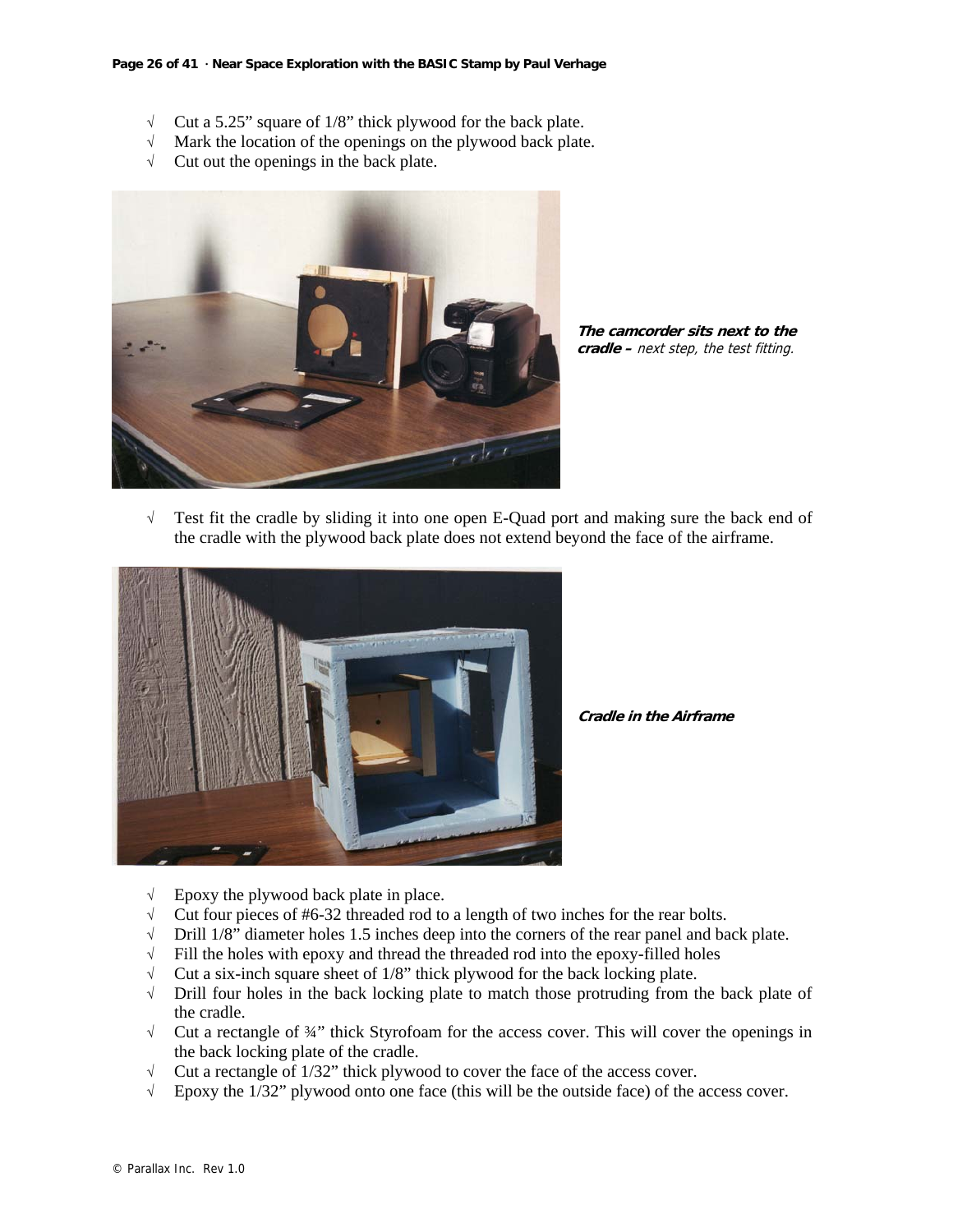- √ Cut a 5.25" square of 1/8" thick plywood for the back plate.
- √ Mark the location of the openings on the plywood back plate.
- √ Cut out the openings in the back plate.

***The camcorder sits next to the cradle –*** *next step, the test fitting.*

- √ Test fit the cradle by sliding it into one open E-Quad port and making sure the back end of the cradle with the plywood back plate does not extend beyond the face of the airframe.

***Cradle in the Airframe***

- √ Epoxy the plywood back plate in place.
- √ Cut four pieces of #6-32 threaded rod to a length of two inches for the rear bolts.
- √ Drill 1/8" diameter holes 1.5 inches deep into the corners of the rear panel and back plate.
- √ Fill the holes with epoxy and thread the threaded rod into the epoxy-filled holes
- √ Cut a six-inch square sheet of 1/8" thick plywood for the back locking plate.
- √ Drill four holes in the back locking plate to match those protruding from the back plate of the cradle.
- √ Cut a rectangle of ¾" thick Styrofoam for the access cover. This will cover the openings in the back locking plate of the cradle.
- √ Cut a rectangle of 1/32" thick plywood to cover the face of the access cover.
- √ Epoxy the 1/32" plywood onto one face (this will be the outside face) of the access cover.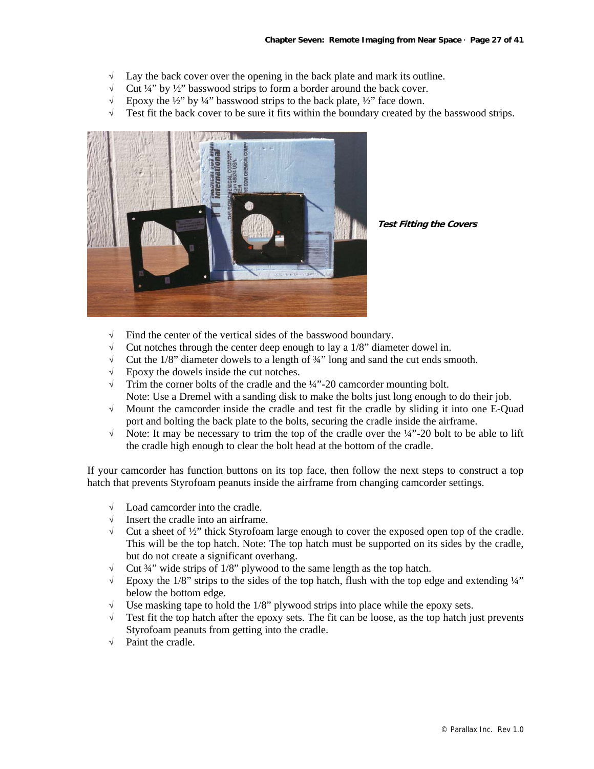- √ Lay the back cover over the opening in the back plate and mark its outline.
- √ Cut ¼" by ½" basswood strips to form a border around the back cover.
- √ Epoxy the ½" by ¼" basswood strips to the back plate, ½" face down.
- √ Test fit the back cover to be sure it fits within the boundary created by the basswood strips.

***Test Fitting the Covers***

- √ Find the center of the vertical sides of the basswood boundary.
- √ Cut notches through the center deep enough to lay a 1/8" diameter dowel in.
- √ Cut the 1/8" diameter dowels to a length of ¾" long and sand the cut ends smooth.
- √ Epoxy the dowels inside the cut notches.
- √ Trim the corner bolts of the cradle and the ¼"-20 camcorder mounting bolt.
  Note: Use a Dremel with a sanding disk to make the bolts just long enough to do their job.
- √ Mount the camcorder inside the cradle and test fit the cradle by sliding it into one E-Quad port and bolting the back plate to the bolts, securing the cradle inside the airframe.
- √ Note: It may be necessary to trim the top of the cradle over the ¼"-20 bolt to be able to lift the cradle high enough to clear the bolt head at the bottom of the cradle.

If your camcorder has function buttons on its top face, then follow the next steps to construct a top hatch that prevents Styrofoam peanuts inside the airframe from changing camcorder settings.

- √ Load camcorder into the cradle.
- √ Insert the cradle into an airframe.
- √ Cut a sheet of ½" thick Styrofoam large enough to cover the exposed open top of the cradle. This will be the top hatch. Note: The top hatch must be supported on its sides by the cradle, but do not create a significant overhang.
- √ Cut ¾" wide strips of 1/8" plywood to the same length as the top hatch.
- √ Epoxy the 1/8" strips to the sides of the top hatch, flush with the top edge and extending ¼" below the bottom edge.
- √ Use masking tape to hold the 1/8" plywood strips into place while the epoxy sets.
- √ Test fit the top hatch after the epoxy sets. The fit can be loose, as the top hatch just prevents Styrofoam peanuts from getting into the cradle.
- √ Paint the cradle.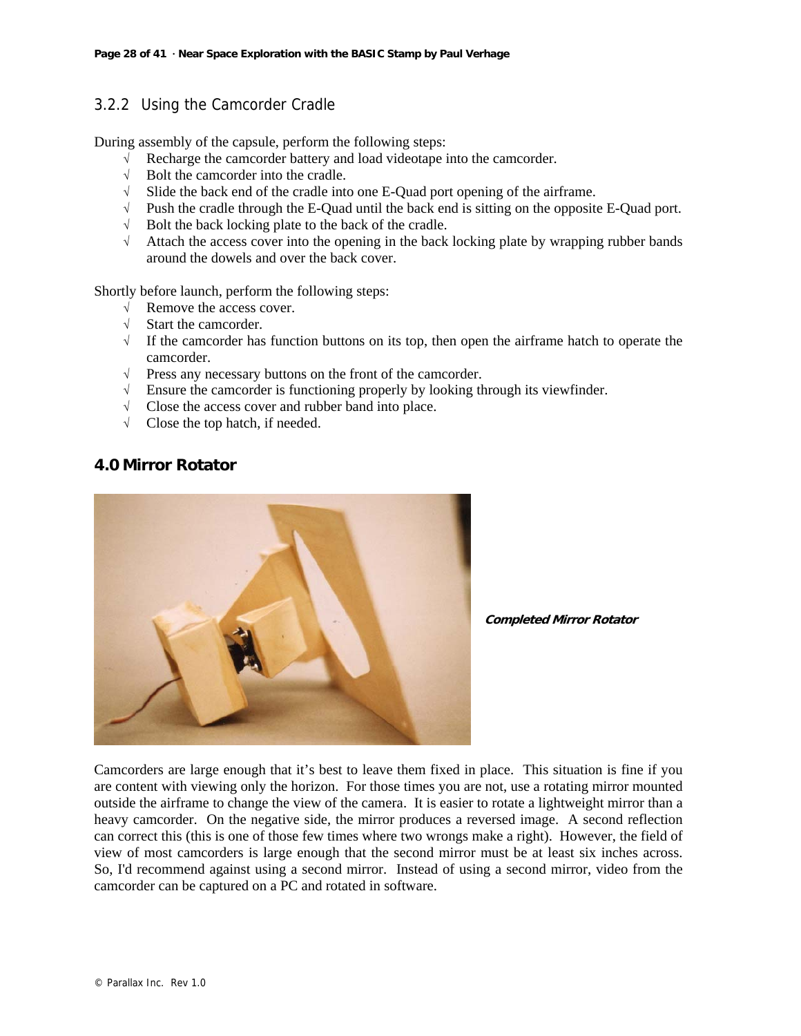### 3.2.2 Using the Camcorder Cradle

During assembly of the capsule, perform the following steps:

- √ Recharge the camcorder battery and load videotape into the camcorder.
- √ Bolt the camcorder into the cradle.
- √ Slide the back end of the cradle into one E-Quad port opening of the airframe.
- √ Push the cradle through the E-Quad until the back end is sitting on the opposite E-Quad port.
- √ Bolt the back locking plate to the back of the cradle.
- √ Attach the access cover into the opening in the back locking plate by wrapping rubber bands around the dowels and over the back cover.

Shortly before launch, perform the following steps:

- √ Remove the access cover.
- √ Start the camcorder.
- √ If the camcorder has function buttons on its top, then open the airframe hatch to operate the camcorder.
- √ Press any necessary buttons on the front of the camcorder.
- √ Ensure the camcorder is functioning properly by looking through its viewfinder.
- √ Close the access cover and rubber band into place.
- √ Close the top hatch, if needed.

## 4.0 Mirror Rotator

***Completed Mirror Rotator***

Camcorders are large enough that it's best to leave them fixed in place. This situation is fine if you are content with viewing only the horizon. For those times you are not, use a rotating mirror mounted outside the airframe to change the view of the camera. It is easier to rotate a lightweight mirror than a heavy camcorder. On the negative side, the mirror produces a reversed image. A second reflection can correct this (this is one of those few times where two wrongs make a right). However, the field of view of most camcorders is large enough that the second mirror must be at least six inches across. So, I'd recommend against using a second mirror. Instead of using a second mirror, video from the camcorder can be captured on a PC and rotated in software.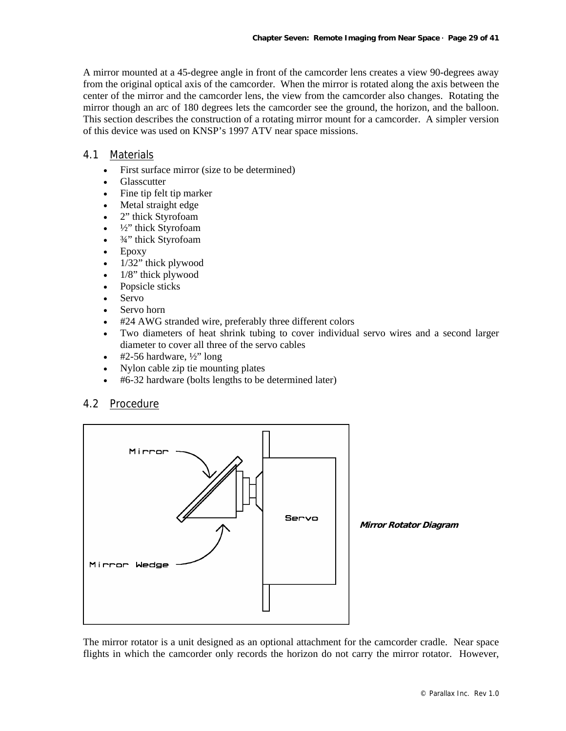A mirror mounted at a 45-degree angle in front of the camcorder lens creates a view 90-degrees away from the original optical axis of the camcorder. When the mirror is rotated along the axis between the center of the mirror and the camcorder lens, the view from the camcorder also changes. Rotating the mirror though an arc of 180 degrees lets the camcorder see the ground, the horizon, and the balloon. This section describes the construction of a rotating mirror mount for a camcorder. A simpler version of this device was used on KNSP's 1997 ATV near space missions.

## 4.1 Materials

- First surface mirror (size to be determined)
- Glasscutter
- Fine tip felt tip marker
- Metal straight edge
- 2" thick Styrofoam
- ½" thick Styrofoam
- ¾" thick Styrofoam
- Epoxy
- 1/32" thick plywood
- 1/8" thick plywood
- Popsicle sticks
- Servo
- Servo horn
- #24 AWG stranded wire, preferably three different colors
- Two diameters of heat shrink tubing to cover individual servo wires and a second larger diameter to cover all three of the servo cables
- #2-56 hardware, ½" long
- Nylon cable zip tie mounting plates
- #6-32 hardware (bolts lengths to be determined later)

## 4.2 Procedure

Mirror

Mirror Wedge

Servo

***Mirror Rotator Diagram***

The mirror rotator is a unit designed as an optional attachment for the camcorder cradle. Near space flights in which the camcorder only records the horizon do not carry the mirror rotator. However,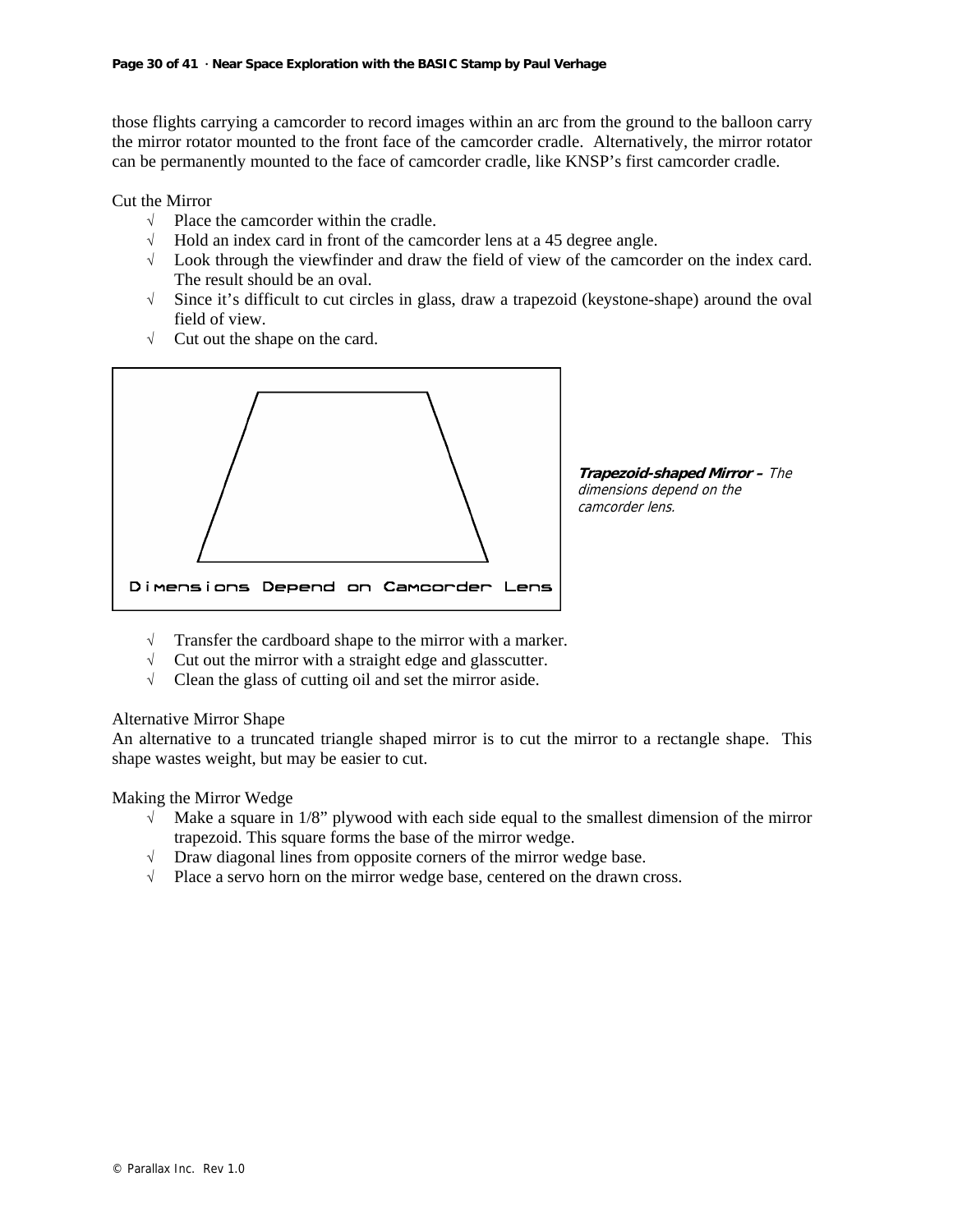those flights carrying a camcorder to record images within an arc from the ground to the balloon carry the mirror rotator mounted to the front face of the camcorder cradle. Alternatively, the mirror rotator can be permanently mounted to the face of camcorder cradle, like KNSP's first camcorder cradle.

Cut the Mirror

- √ Place the camcorder within the cradle.
- √ Hold an index card in front of the camcorder lens at a 45 degree angle.
- √ Look through the viewfinder and draw the field of view of the camcorder on the index card. The result should be an oval.
- √ Since it's difficult to cut circles in glass, draw a trapezoid (keystone-shape) around the oval field of view.
- √ Cut out the shape on the card.

Dimensions Depend on Camcorder Lens

***Trapezoid-shaped Mirror –*** *The dimensions depend on the camcorder lens.*

- √ Transfer the cardboard shape to the mirror with a marker.
- √ Cut out the mirror with a straight edge and glasscutter.
- √ Clean the glass of cutting oil and set the mirror aside.

Alternative Mirror Shape

An alternative to a truncated triangle shaped mirror is to cut the mirror to a rectangle shape. This shape wastes weight, but may be easier to cut.

Making the Mirror Wedge

- √ Make a square in 1/8" plywood with each side equal to the smallest dimension of the mirror trapezoid. This square forms the base of the mirror wedge.
- √ Draw diagonal lines from opposite corners of the mirror wedge base.
- √ Place a servo horn on the mirror wedge base, centered on the drawn cross.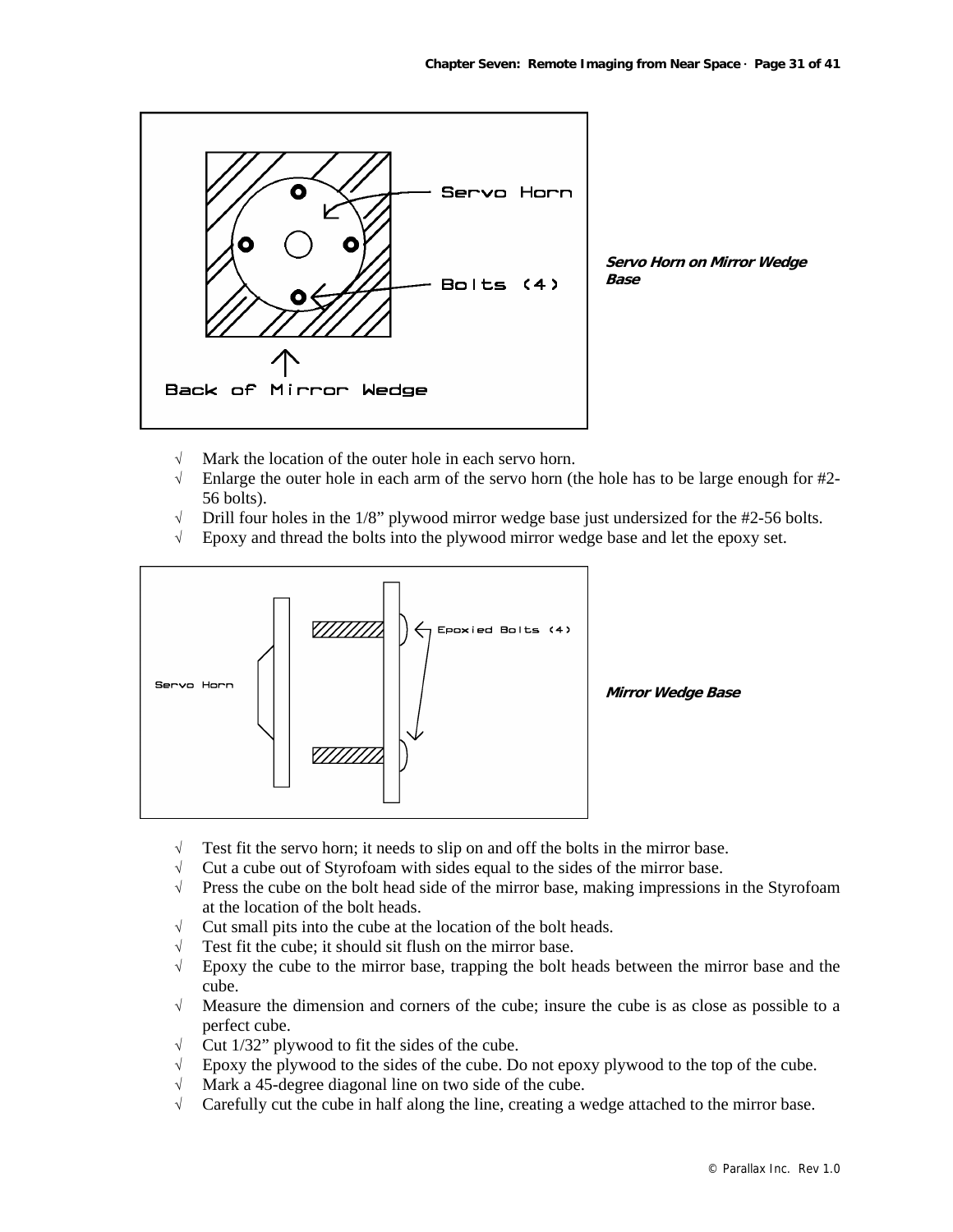*Servo Horn on Mirror Wedge Base*

- √ Mark the location of the outer hole in each servo horn.
- √ Enlarge the outer hole in each arm of the servo horn (the hole has to be large enough for #2-56 bolts).
- √ Drill four holes in the 1/8” plywood mirror wedge base just undersized for the #2-56 bolts.
- √ Epoxy and thread the bolts into the plywood mirror wedge base and let the epoxy set.

*Mirror Wedge Base*

- √ Test fit the servo horn; it needs to slip on and off the bolts in the mirror base.
- √ Cut a cube out of Styrofoam with sides equal to the sides of the mirror base.
- √ Press the cube on the bolt head side of the mirror base, making impressions in the Styrofoam at the location of the bolt heads.
- √ Cut small pits into the cube at the location of the bolt heads.
- √ Test fit the cube; it should sit flush on the mirror base.
- √ Epoxy the cube to the mirror base, trapping the bolt heads between the mirror base and the cube.
- √ Measure the dimension and corners of the cube; insure the cube is as close as possible to a perfect cube.
- √ Cut 1/32” plywood to fit the sides of the cube.
- √ Epoxy the plywood to the sides of the cube. Do not epoxy plywood to the top of the cube.
- √ Mark a 45-degree diagonal line on two side of the cube.
- √ Carefully cut the cube in half along the line, creating a wedge attached to the mirror base.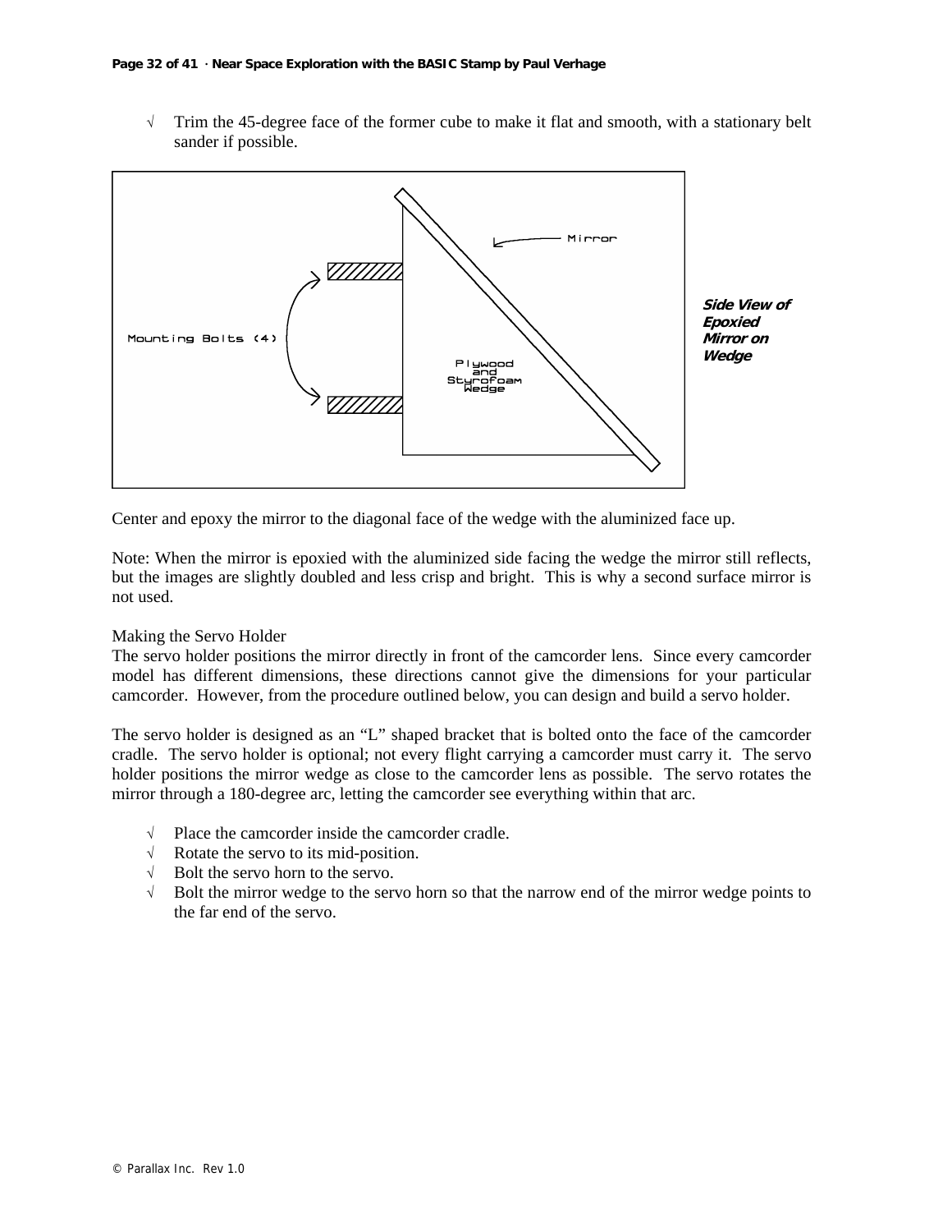√ Trim the 45-degree face of the former cube to make it flat and smooth, with a stationary belt sander if possible.

Mirror

Mounting Bolts (4)

Plywood and Styrofoam Wedge

***Side View of Epoxied Mirror on Wedge***

Center and epoxy the mirror to the diagonal face of the wedge with the aluminized face up.

Note: When the mirror is epoxied with the aluminized side facing the wedge the mirror still reflects, but the images are slightly doubled and less crisp and bright. This is why a second surface mirror is not used.

Making the Servo Holder

The servo holder positions the mirror directly in front of the camcorder lens. Since every camcorder model has different dimensions, these directions cannot give the dimensions for your particular camcorder. However, from the procedure outlined below, you can design and build a servo holder.

The servo holder is designed as an "L" shaped bracket that is bolted onto the face of the camcorder cradle. The servo holder is optional; not every flight carrying a camcorder must carry it. The servo holder positions the mirror wedge as close to the camcorder lens as possible. The servo rotates the mirror through a 180-degree arc, letting the camcorder see everything within that arc.

√ Place the camcorder inside the camcorder cradle.
√ Rotate the servo to its mid-position.
√ Bolt the servo horn to the servo.
√ Bolt the mirror wedge to the servo horn so that the narrow end of the mirror wedge points to the far end of the servo.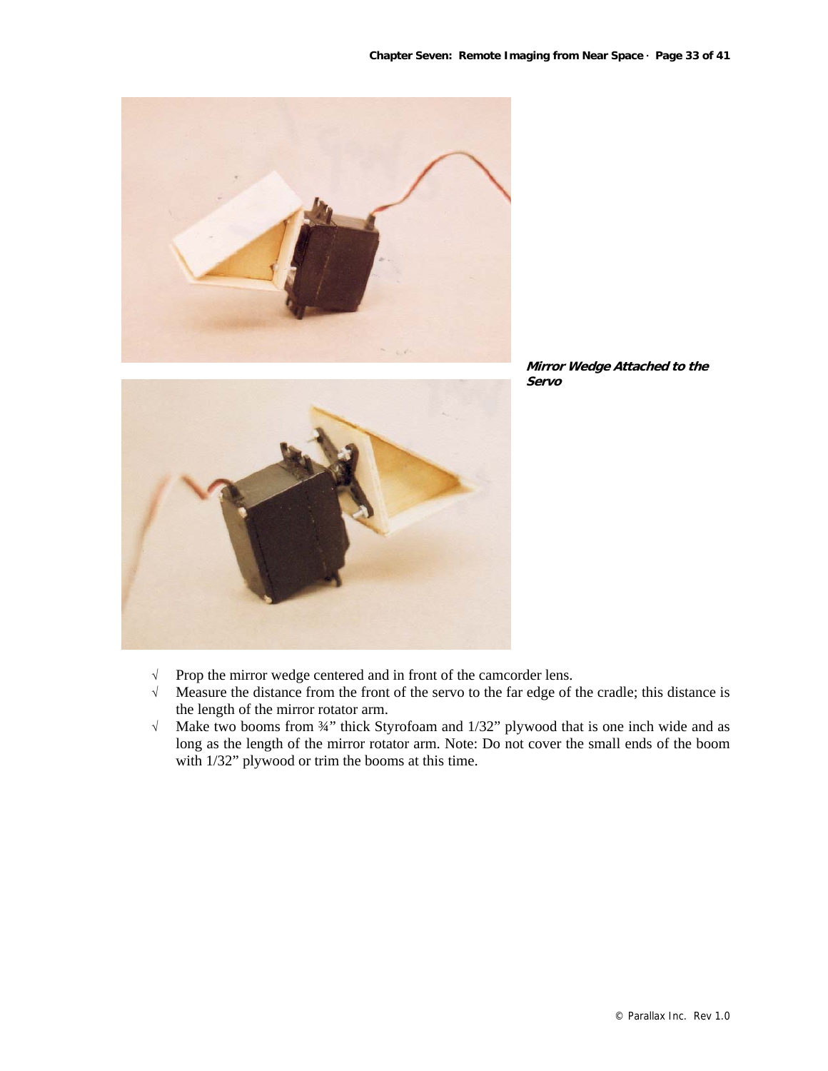***Mirror Wedge Attached to the Servo***

- √ Prop the mirror wedge centered and in front of the camcorder lens.
- √ Measure the distance from the front of the servo to the far edge of the cradle; this distance is the length of the mirror rotator arm.
- √ Make two booms from ¾" thick Styrofoam and 1/32" plywood that is one inch wide and as long as the length of the mirror rotator arm. Note: Do not cover the small ends of the boom with 1/32" plywood or trim the booms at this time.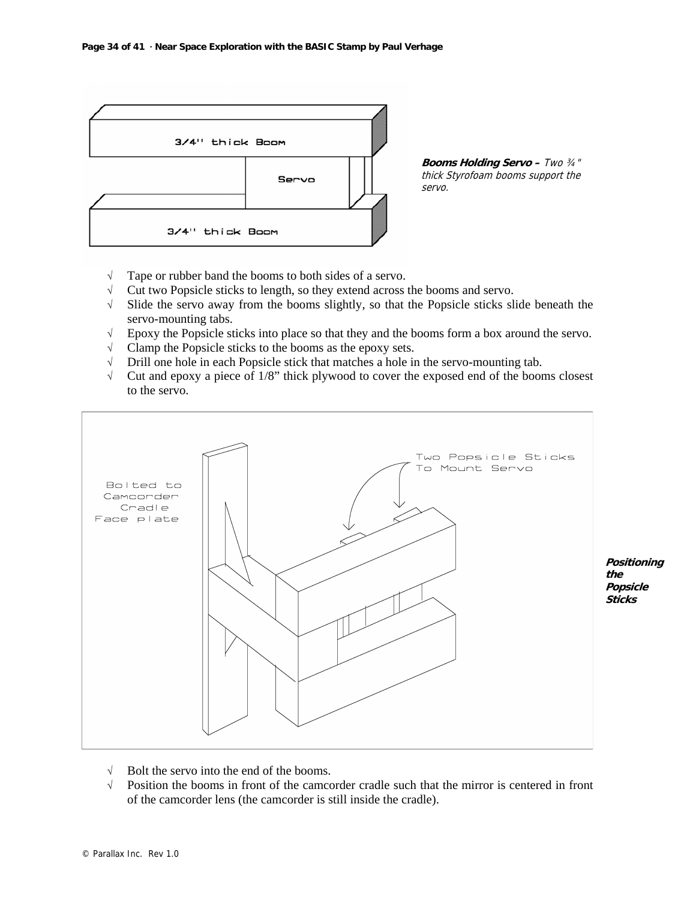**Booms Holding Servo –** *Two ¾" thick Styrofoam booms support the servo.*

- √ Tape or rubber band the booms to both sides of a servo.
- √ Cut two Popsicle sticks to length, so they extend across the booms and servo.
- √ Slide the servo away from the booms slightly, so that the Popsicle sticks slide beneath the servo-mounting tabs.
- √ Epoxy the Popsicle sticks into place so that they and the booms form a box around the servo.
- √ Clamp the Popsicle sticks to the booms as the epoxy sets.
- √ Drill one hole in each Popsicle stick that matches a hole in the servo-mounting tab.
- √ Cut and epoxy a piece of 1/8" thick plywood to cover the exposed end of the booms closest to the servo.

***Positioning the Popsicle Sticks***

- √ Bolt the servo into the end of the booms.
- √ Position the booms in front of the camcorder cradle such that the mirror is centered in front of the camcorder lens (the camcorder is still inside the cradle).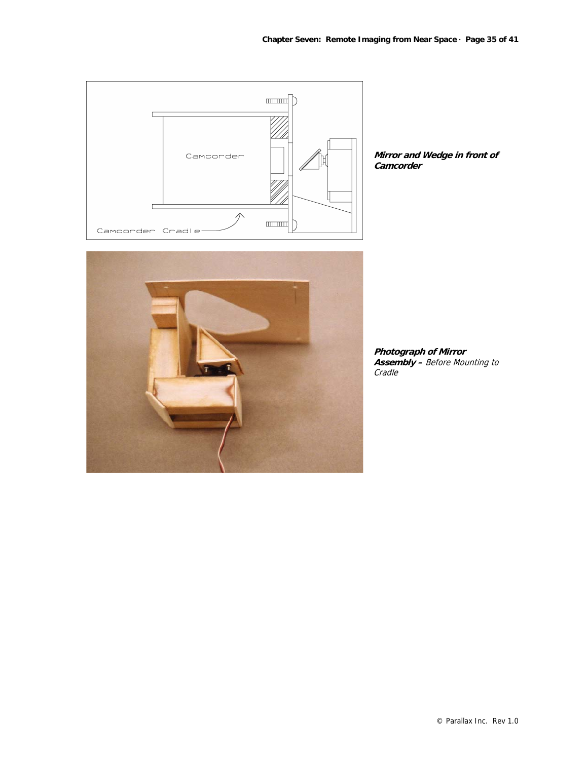**_Mirror and Wedge in front of Camcorder_**

**_Photograph of Mirror Assembly –_** _Before Mounting to Cradle_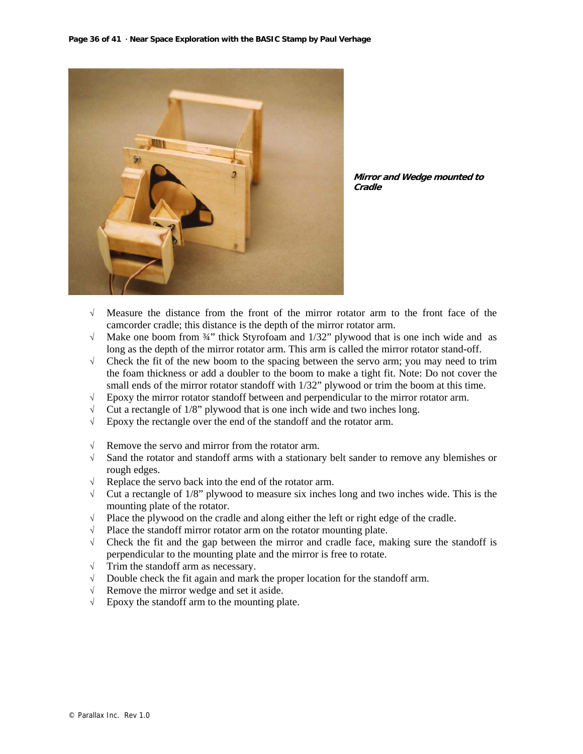*Mirror and Wedge mounted to Cradle*

- √ Measure the distance from the front of the mirror rotator arm to the front face of the camcorder cradle; this distance is the depth of the mirror rotator arm.
- √ Make one boom from ¾" thick Styrofoam and 1/32" plywood that is one inch wide and as long as the depth of the mirror rotator arm. This arm is called the mirror rotator stand-off.
- √ Check the fit of the new boom to the spacing between the servo arm; you may need to trim the foam thickness or add a doubler to the boom to make a tight fit. Note: Do not cover the small ends of the mirror rotator standoff with 1/32" plywood or trim the boom at this time.
- √ Epoxy the mirror rotator standoff between and perpendicular to the mirror rotator arm.
- √ Cut a rectangle of 1/8" plywood that is one inch wide and two inches long.
- √ Epoxy the rectangle over the end of the standoff and the rotator arm.

- √ Remove the servo and mirror from the rotator arm.
- √ Sand the rotator and standoff arms with a stationary belt sander to remove any blemishes or rough edges.
- √ Replace the servo back into the end of the rotator arm.
- √ Cut a rectangle of 1/8" plywood to measure six inches long and two inches wide. This is the mounting plate of the rotator.
- √ Place the plywood on the cradle and along either the left or right edge of the cradle.
- √ Place the standoff mirror rotator arm on the rotator mounting plate.
- √ Check the fit and the gap between the mirror and cradle face, making sure the standoff is perpendicular to the mounting plate and the mirror is free to rotate.
- √ Trim the standoff arm as necessary.
- √ Double check the fit again and mark the proper location for the standoff arm.
- √ Remove the mirror wedge and set it aside.
- √ Epoxy the standoff arm to the mounting plate.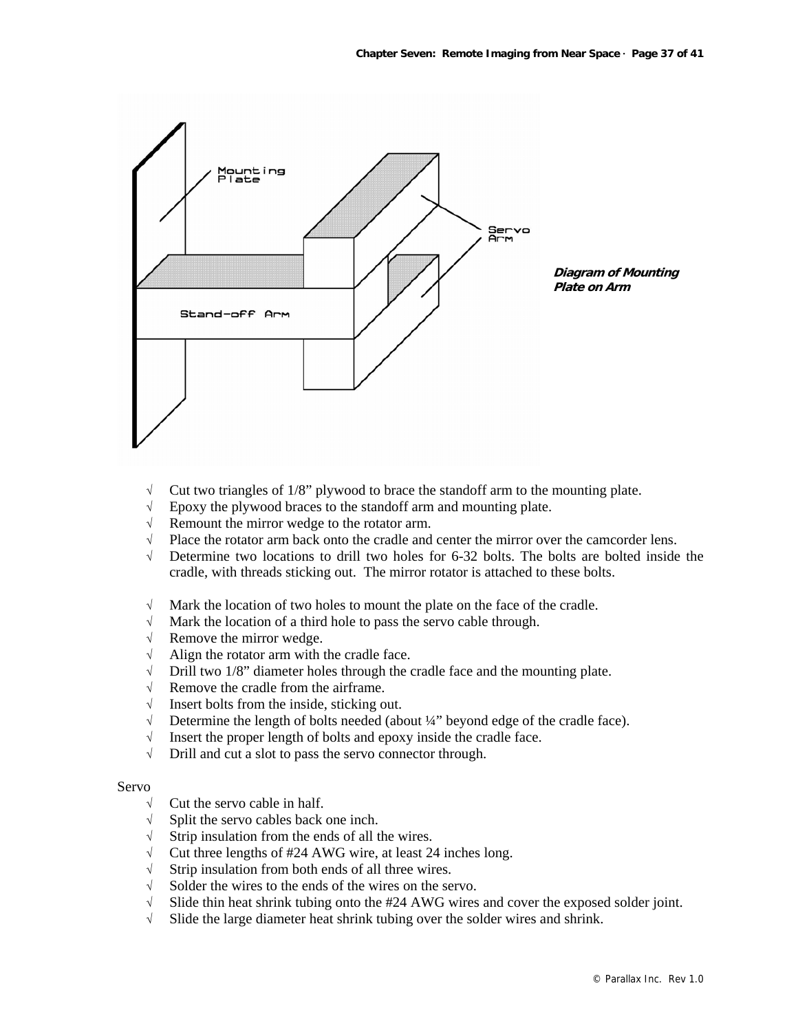*Diagram of Mounting Plate on Arm*

- √ Cut two triangles of 1/8" plywood to brace the standoff arm to the mounting plate.
- √ Epoxy the plywood braces to the standoff arm and mounting plate.
- √ Remount the mirror wedge to the rotator arm.
- √ Place the rotator arm back onto the cradle and center the mirror over the camcorder lens.
- √ Determine two locations to drill two holes for 6-32 bolts. The bolts are bolted inside the cradle, with threads sticking out. The mirror rotator is attached to these bolts.

- √ Mark the location of two holes to mount the plate on the face of the cradle.
- √ Mark the location of a third hole to pass the servo cable through.
- √ Remove the mirror wedge.
- √ Align the rotator arm with the cradle face.
- √ Drill two 1/8" diameter holes through the cradle face and the mounting plate.
- √ Remove the cradle from the airframe.
- √ Insert bolts from the inside, sticking out.
- √ Determine the length of bolts needed (about ¼" beyond edge of the cradle face).
- √ Insert the proper length of bolts and epoxy inside the cradle face.
- √ Drill and cut a slot to pass the servo connector through.

Servo

- √ Cut the servo cable in half.
- √ Split the servo cables back one inch.
- √ Strip insulation from the ends of all the wires.
- √ Cut three lengths of #24 AWG wire, at least 24 inches long.
- √ Strip insulation from both ends of all three wires.
- √ Solder the wires to the ends of the wires on the servo.
- √ Slide thin heat shrink tubing onto the #24 AWG wires and cover the exposed solder joint.
- √ Slide the large diameter heat shrink tubing over the solder wires and shrink.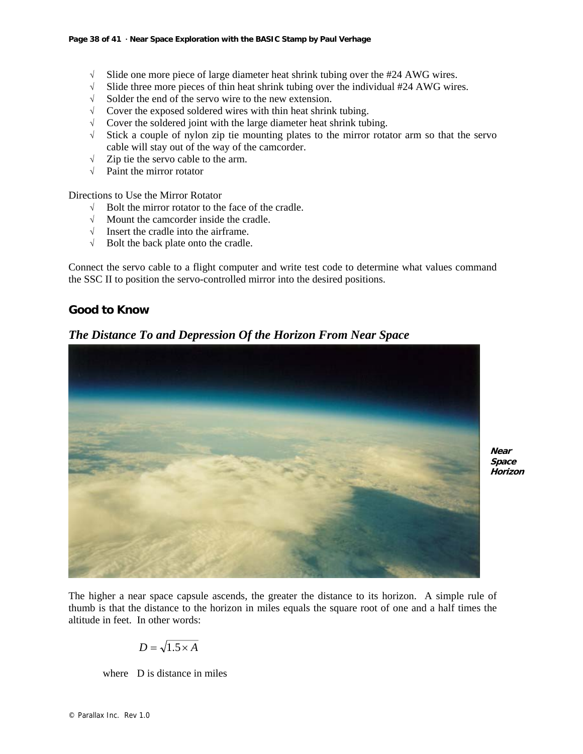- √ Slide one more piece of large diameter heat shrink tubing over the #24 AWG wires.
- √ Slide three more pieces of thin heat shrink tubing over the individual #24 AWG wires.
- √ Solder the end of the servo wire to the new extension.
- √ Cover the exposed soldered wires with thin heat shrink tubing.
- √ Cover the soldered joint with the large diameter heat shrink tubing.
- √ Stick a couple of nylon zip tie mounting plates to the mirror rotator arm so that the servo cable will stay out of the way of the camcorder.
- √ Zip tie the servo cable to the arm.
- √ Paint the mirror rotator

Directions to Use the Mirror Rotator

- √ Bolt the mirror rotator to the face of the cradle.
- √ Mount the camcorder inside the cradle.
- √ Insert the cradle into the airframe.
- √ Bolt the back plate onto the cradle.

Connect the servo cable to a flight computer and write test code to determine what values command the SSC II to position the servo-controlled mirror into the desired positions.

## Good to Know

### *The Distance To and Depression Of the Horizon From Near Space*

**Near Space Horizon**

The higher a near space capsule ascends, the greater the distance to its horizon. A simple rule of thumb is that the distance to the horizon in miles equals the square root of one and a half times the altitude in feet. In other words:

$$D = \sqrt{1.5 \times A}$$

where D is distance in miles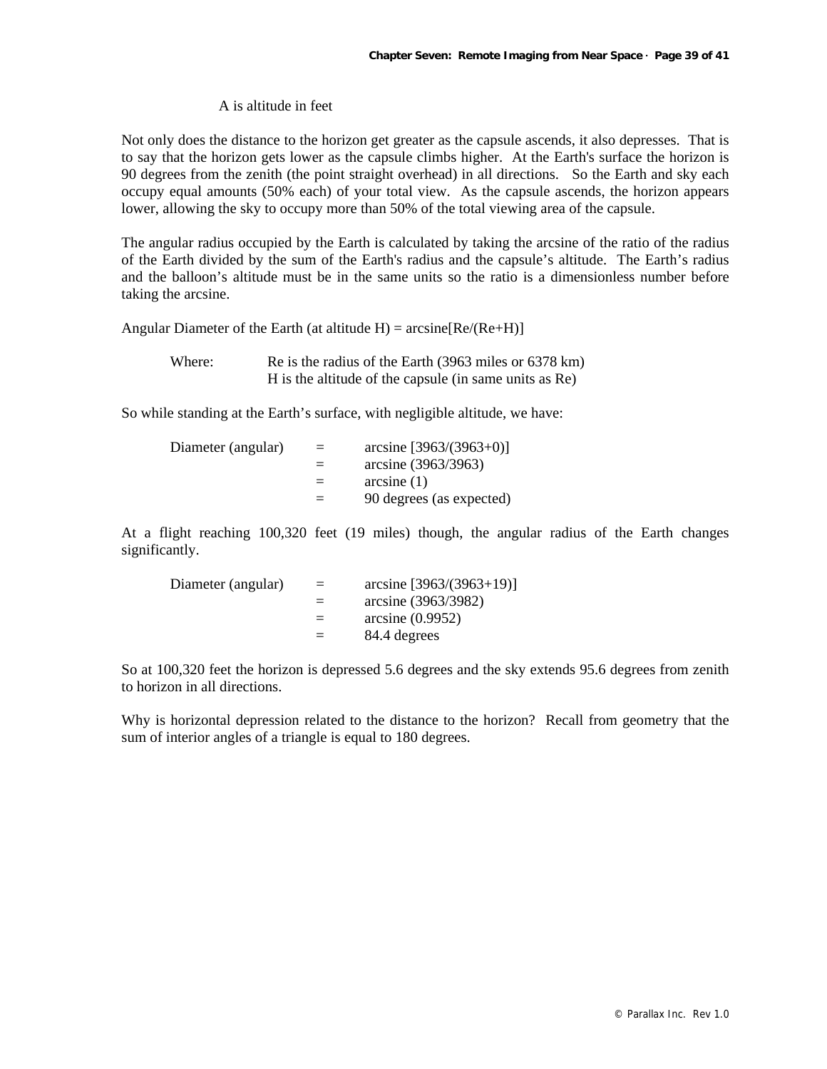A is altitude in feet

Not only does the distance to the horizon get greater as the capsule ascends, it also depresses. That is to say that the horizon gets lower as the capsule climbs higher. At the Earth's surface the horizon is 90 degrees from the zenith (the point straight overhead) in all directions. So the Earth and sky each occupy equal amounts (50% each) of your total view. As the capsule ascends, the horizon appears lower, allowing the sky to occupy more than 50% of the total viewing area of the capsule.

The angular radius occupied by the Earth is calculated by taking the arcsine of the ratio of the radius of the Earth divided by the sum of the Earth's radius and the capsule's altitude. The Earth's radius and the balloon's altitude must be in the same units so the ratio is a dimensionless number before taking the arcsine.

Angular Diameter of the Earth (at altitude H) = arcsine[Re/(Re+H)]

Where: Re is the radius of the Earth (3963 miles or 6378 km)
H is the altitude of the capsule (in same units as Re)

So while standing at the Earth's surface, with negligible altitude, we have:

| | | |
|---|---|---|
| Diameter (angular) | = | arcsine [3963/(3963+0)] |
| | = | arcsine (3963/3963) |
| | = | arcsine (1) |
| | = | 90 degrees (as expected) |

At a flight reaching 100,320 feet (19 miles) though, the angular radius of the Earth changes significantly.

| | | |
|---|---|---|
| Diameter (angular) | = | arcsine [3963/(3963+19)] |
| | = | arcsine (3963/3982) |
| | = | arcsine (0.9952) |
| | = | 84.4 degrees |

So at 100,320 feet the horizon is depressed 5.6 degrees and the sky extends 95.6 degrees from zenith to horizon in all directions.

Why is horizontal depression related to the distance to the horizon? Recall from geometry that the sum of interior angles of a triangle is equal to 180 degrees.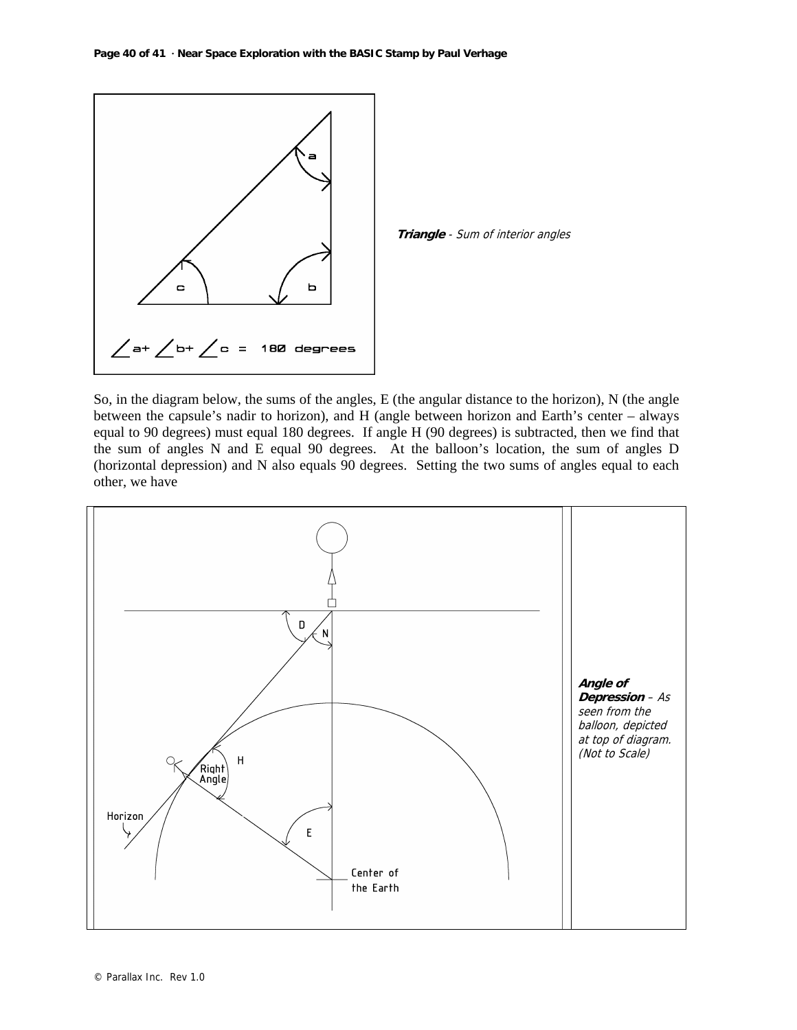*Triangle* - Sum of interior angles

So, in the diagram below, the sums of the angles, E (the angular distance to the horizon), N (the angle between the capsule's nadir to horizon), and H (angle between horizon and Earth's center – always equal to 90 degrees) must equal 180 degrees. If angle H (90 degrees) is subtracted, then we find that the sum of angles N and E equal 90 degrees. At the balloon's location, the sum of angles D (horizontal depression) and N also equals 90 degrees. Setting the two sums of angles equal to each other, we have

***Angle of Depression*** – *As seen from the balloon, depicted at top of diagram. (Not to Scale)*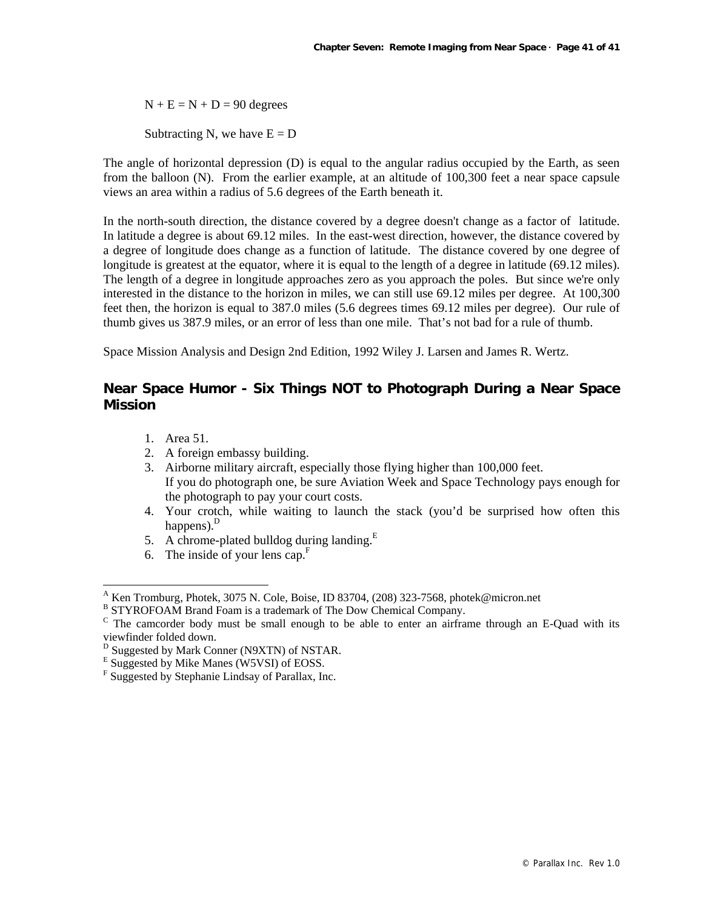$N + E = N + D = 90$ degrees

Subtracting N, we have $E = D$

The angle of horizontal depression (D) is equal to the angular radius occupied by the Earth, as seen from the balloon (N). From the earlier example, at an altitude of 100,300 feet a near space capsule views an area within a radius of 5.6 degrees of the Earth beneath it.

In the north-south direction, the distance covered by a degree doesn't change as a factor of latitude. In latitude a degree is about 69.12 miles. In the east-west direction, however, the distance covered by a degree of longitude does change as a function of latitude. The distance covered by one degree of longitude is greatest at the equator, where it is equal to the length of a degree in latitude (69.12 miles). The length of a degree in longitude approaches zero as you approach the poles. But since we're only interested in the distance to the horizon in miles, we can still use 69.12 miles per degree. At 100,300 feet then, the horizon is equal to 387.0 miles (5.6 degrees times 69.12 miles per degree). Our rule of thumb gives us 387.9 miles, or an error of less than one mile. That's not bad for a rule of thumb.

Space Mission Analysis and Design 2nd Edition, 1992 Wiley J. Larsen and James R. Wertz.

## Near Space Humor - Six Things NOT to Photograph During a Near Space Mission

1. Area 51.
2. A foreign embassy building.
3. Airborne military aircraft, especially those flying higher than 100,000 feet.
   If you do photograph one, be sure Aviation Week and Space Technology pays enough for the photograph to pay your court costs.
4. Your crotch, while waiting to launch the stack (you'd be surprised how often this happens).[D]
5. A chrome-plated bulldog during landing.[E]
6. The inside of your lens cap.[F]

---

[A] Ken Tromburg, Photek, 3075 N. Cole, Boise, ID 83704, (208) 323-7568, photek@micron.net

[B] STYROFOAM Brand Foam is a trademark of The Dow Chemical Company.

[C] The camcorder body must be small enough to be able to enter an airframe through an E-Quad with its viewfinder folded down.

[D] Suggested by Mark Conner (N9XTN) of NSTAR.

[E] Suggested by Mike Manes (W5VSI) of EOSS.

[F] Suggested by Stephanie Lindsay of Parallax, Inc.